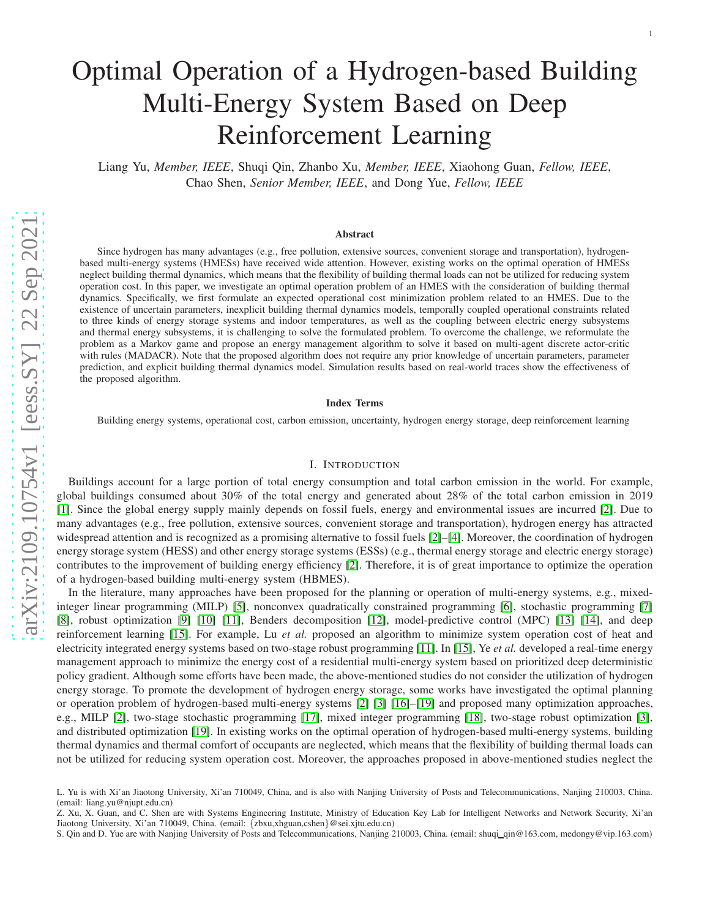# Optimal Operation of a Hydrogen-based Building Multi-Energy System Based on Deep Reinforcement Learning

Liang Yu, *Member, IEEE*, Shuqi Qin, Zhanbo Xu, *Member, IEEE*, Xiaohong Guan, *Fellow, IEEE*, Chao Shen, *Senior Member, IEEE*, and Dong Yue, *Fellow, IEEE*

### Abstract

Since hydrogen has many advantages (e.g., free pollution, extensive sources, convenient storage and transportation), hydrogen-based multi-energy systems (HMESs) have received wide attention. However, existing works on the optimal operation of HMESs neglect building thermal dynamics, which means that the flexibility of building thermal loads can not be utilized for reducing system operation cost. In this paper, we investigate an optimal operation problem of an HMES with the consideration of building thermal dynamics. Specifically, we first formulate an expected operational cost minimization problem related to an HMES. Due to the existence of uncertain parameters, inexplicit building thermal dynamics models, temporally coupled operational constraints related to three kinds of energy storage systems and indoor temperatures, as well as the coupling between electric energy subsystems and thermal energy subsystems, it is challenging to solve the formulated problem. To overcome the challenge, we reformulate the problem as a Markov game and propose an energy management algorithm to solve it based on multi-agent discrete actor-critic with rules (MADACR). Note that the proposed algorithm does not require any prior knowledge of uncertain parameters, parameter prediction, and explicit building thermal dynamics model. Simulation results based on real-world traces show the effectiveness of the proposed algorithm.

### Index Terms

Building energy systems, operational cost, carbon emission, uncertainty, hydrogen energy storage, deep reinforcement learning

## I. Introduction

Buildings account for a large portion of total energy consumption and total carbon emission in the world. For example, global buildings consumed about 30% of the total energy and generated about 28% of the total carbon emission in 2019 [1]. Since the global energy supply mainly depends on fossil fuels, energy and environmental issues are incurred [2]. Due to many advantages (e.g., free pollution, extensive sources, convenient storage and transportation), hydrogen energy has attracted widespread attention and is recognized as a promising alternative to fossil fuels [2]–[4]. Moreover, the coordination of hydrogen energy storage system (HESS) and other energy storage systems (ESSs) (e.g., thermal energy storage and electric energy storage) contributes to the improvement of building energy efficiency [2]. Therefore, it is of great importance to optimize the operation of a hydrogen-based building multi-energy system (HBMES).

In the literature, many approaches have been proposed for the planning or operation of multi-energy systems, e.g., mixed-integer linear programming (MILP) [5], nonconvex quadratically constrained programming [6], stochastic programming [7] [8], robust optimization [9] [10] [11], Benders decomposition [12], model-predictive control (MPC) [13] [14], and deep reinforcement learning [15]. For example, Lu *et al.* proposed an algorithm to minimize system operation cost of heat and electricity integrated energy systems based on two-stage robust programming [11]. In [15], Ye *et al.* developed a real-time energy management approach to minimize the energy cost of a residential multi-energy system based on prioritized deep deterministic policy gradient. Although some efforts have been made, the above-mentioned studies do not consider the utilization of hydrogen energy storage. To promote the development of hydrogen energy storage, some works have investigated the optimal planning or operation problem of hydrogen-based multi-energy systems [2] [3] [16]–[19] and proposed many optimization approaches, e.g., MILP [2], two-stage stochastic programming [17], mixed integer programming [18], two-stage robust optimization [3], and distributed optimization [19]. In existing works on the optimal operation of hydrogen-based multi-energy systems, building thermal dynamics and thermal comfort of occupants are neglected, which means that the flexibility of building thermal loads can not be utilized for reducing system operation cost. Moreover, the approaches proposed in above-mentioned studies neglect the

L. Yu is with Xi'an Jiaotong University, Xi'an 710049, China, and is also with Nanjing University of Posts and Telecommunications, Nanjing 210003, China. (email: liang.yu@njupt.edu.cn)

Z. Xu, X. Guan, and C. Shen are with Systems Engineering Institute, Ministry of Education Key Lab for Intelligent Networks and Network Security, Xi'an Jiaotong University, Xi'an 710049, China. (email: {zbxu,xhguan,cshen}@sei.xjtu.edu.cn)

S. Qin and D. Yue are with Nanjing University of Posts and Telecommunications, Nanjing 210003, China. (email: shuqi_qin@163.com, medongy@vip.163.com)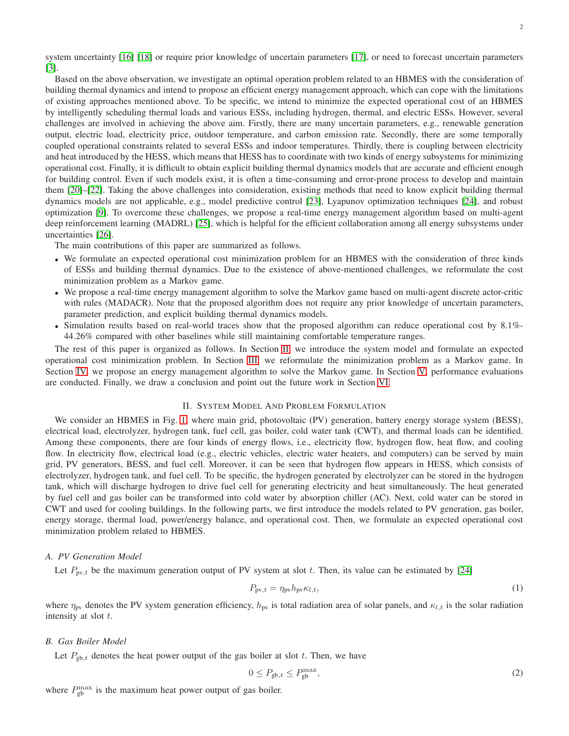system uncertainty [16] [18] or require prior knowledge of uncertain parameters [17], or need to forecast uncertain parameters [3].

Based on the above observation, we investigate an optimal operation problem related to an HBMES with the consideration of building thermal dynamics and intend to propose an efficient energy management approach, which can cope with the limitations of existing approaches mentioned above. To be specific, we intend to minimize the expected operational cost of an HBMES by intelligently scheduling thermal loads and various ESSs, including hydrogen, thermal, and electric ESSs. However, several challenges are involved in achieving the above aim. Firstly, there are many uncertain parameters, e.g., renewable generation output, electric load, electricity price, outdoor temperature, and carbon emission rate. Secondly, there are some temporally coupled operational constraints related to several ESSs and indoor temperatures. Thirdly, there is coupling between electricity and heat introduced by the HESS, which means that HESS has to coordinate with two kinds of energy subsystems for minimizing operational cost. Finally, it is difficult to obtain explicit building thermal dynamics models that are accurate and efficient enough for building control. Even if such models exist, it is often a time-consuming and error-prone process to develop and maintain them [20]–[22]. Taking the above challenges into consideration, existing methods that need to know explicit building thermal dynamics models are not applicable, e.g., model predictive control [23], Lyapunov optimization techniques [24], and robust optimization [9]. To overcome these challenges, we propose a real-time energy management algorithm based on multi-agent deep reinforcement learning (MADRL) [25], which is helpful for the efficient collaboration among all energy subsystems under uncertainties [26].

The main contributions of this paper are summarized as follows.

- We formulate an expected operational cost minimization problem for an HBMES with the consideration of three kinds of ESSs and building thermal dynamics. Due to the existence of above-mentioned challenges, we reformulate the cost minimization problem as a Markov game.
- We propose a real-time energy management algorithm to solve the Markov game based on multi-agent discrete actor-critic with rules (MADACR). Note that the proposed algorithm does not require any prior knowledge of uncertain parameters, parameter prediction, and explicit building thermal dynamics models.
- Simulation results based on real-world traces show that the proposed algorithm can reduce operational cost by 8.1%-44.26% compared with other baselines while still maintaining comfortable temperature ranges.

The rest of this paper is organized as follows. In Section II, we introduce the system model and formulate an expected operational cost minimization problem. In Section III, we reformulate the minimization problem as a Markov game. In Section IV, we propose an energy management algorithm to solve the Markov game. In Section V, performance evaluations are conducted. Finally, we draw a conclusion and point out the future work in Section VI.

## II. System Model And Problem Formulation

We consider an HBMES in Fig. 1, where main grid, photovoltaic (PV) generation, battery energy storage system (BESS), electrical load, electrolyzer, hydrogen tank, fuel cell, gas boiler, cold water tank (CWT), and thermal loads can be identified. Among these components, there are four kinds of energy flows, i.e., electricity flow, hydrogen flow, heat flow, and cooling flow. In electricity flow, electrical load (e.g., electric vehicles, electric water heaters, and computers) can be served by main grid, PV generators, BESS, and fuel cell. Moreover, it can be seen that hydrogen flow appears in HESS, which consists of electrolyzer, hydrogen tank, and fuel cell. To be specific, the hydrogen generated by electrolyzer can be stored in the hydrogen tank, which will discharge hydrogen to drive fuel cell for generating electricity and heat simultaneously. The heat generated by fuel cell and gas boiler can be transformed into cold water by absorption chiller (AC). Next, cold water can be stored in CWT and used for cooling buildings. In the following parts, we first introduce the models related to PV generation, gas boiler, energy storage, thermal load, power/energy balance, and operational cost. Then, we formulate an expected operational cost minimization problem related to HBMES.

### A. PV Generation Model

Let $P_{\text{pv},t}$ be the maximum generation output of PV system at slot $t$. Then, its value can be estimated by [24]

$$P_{\text{pv},t} = \eta_{\text{pv}} h_{\text{pv}} \kappa_{l,t}, \tag{1}$$

where $\eta_{\text{pv}}$ denotes the PV system generation efficiency, $h_{\text{pv}}$ is total radiation area of solar panels, and $\kappa_{l,t}$ is the solar radiation intensity at slot $t$.

### B. Gas Boiler Model

Let $P_{\text{gb},t}$ denotes the heat power output of the gas boiler at slot $t$. Then, we have

$$0 \leq P_{\text{gb},t} \leq P_{\text{gb}}^{\max}, \tag{2}$$

where $P_{\text{gb}}^{\max}$ is the maximum heat power output of gas boiler.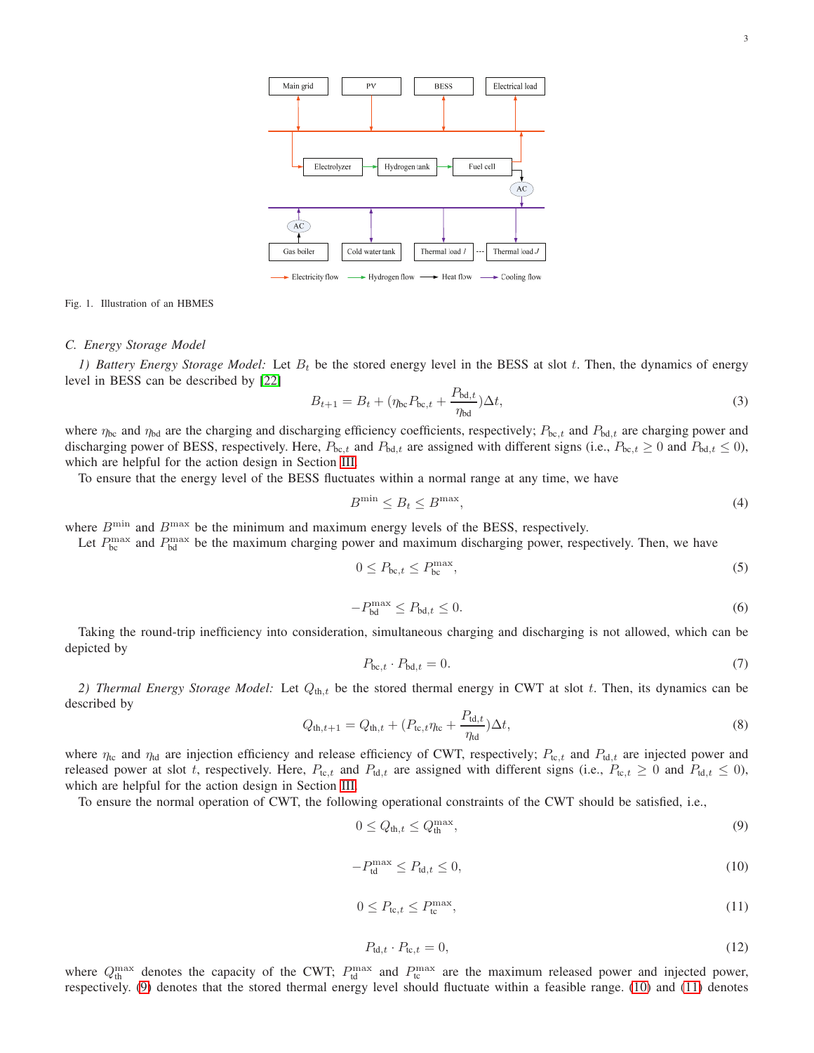Main grid

PV

BESS

Electrical load

Electrolyzer

Hydrogen tank

Fuel cell

AC

AC

Gas boiler

Cold water tank

Thermal load 1

Thermal load J

Electricity flow

Hydrogen flow

Heat flow

Cooling flow

Fig. 1. Illustration of an HBMES

### C. Energy Storage Model

*1) Battery Energy Storage Model:* Let $B_t$ be the stored energy level in the BESS at slot $t$. Then, the dynamics of energy level in BESS can be described by [22]

$$B_{t+1} = B_t + (\eta_{\text{bc}} P_{\text{bc},t} + \frac{P_{\text{bd},t}}{\eta_{\text{bd}}})\Delta t, \tag{3}$$

where $\eta_{\text{bc}}$ and $\eta_{\text{bd}}$ are the charging and discharging efficiency coefficients, respectively; $P_{\text{bc},t}$ and $P_{\text{bd},t}$ are charging power and discharging power of BESS, respectively. Here, $P_{\text{bc},t}$ and $P_{\text{bd},t}$ are assigned with different signs (i.e., $P_{\text{bc},t} \geq 0$ and $P_{\text{bd},t} \leq 0$), which are helpful for the action design in Section III.

To ensure that the energy level of the BESS fluctuates within a normal range at any time, we have

$$B^{\min} \leq B_t \leq B^{\max}, \tag{4}$$

where $B^{\min}$ and $B^{\max}$ be the minimum and maximum energy levels of the BESS, respectively.

Let $P_{\text{bc}}^{\max}$ and $P_{\text{bd}}^{\max}$ be the maximum charging power and maximum discharging power, respectively. Then, we have

$$0 \leq P_{\text{bc},t} \leq P_{\text{bc}}^{\max}, \tag{5}$$

$$-P_{\text{bd}}^{\max} \leq P_{\text{bd},t} \leq 0. \tag{6}$$

Taking the round-trip inefficiency into consideration, simultaneous charging and discharging is not allowed, which can be depicted by

$$P_{\text{bc},t} \cdot P_{\text{bd},t} = 0. \tag{7}$$

*2) Thermal Energy Storage Model:* Let $Q_{\text{th},t}$ be the stored thermal energy in CWT at slot $t$. Then, its dynamics can be described by

$$Q_{\text{th},t+1} = Q_{\text{th},t} + (P_{\text{tc},t}\eta_{\text{tc}} + \frac{P_{\text{td},t}}{\eta_{\text{td}}})\Delta t, \tag{8}$$

where $\eta_{\text{tc}}$ and $\eta_{\text{td}}$ are injection efficiency and release efficiency of CWT, respectively; $P_{\text{tc},t}$ and $P_{\text{td},t}$ are injected power and released power at slot $t$, respectively. Here, $P_{\text{tc},t}$ and $P_{\text{td},t}$ are assigned with different signs (i.e., $P_{\text{tc},t} \geq 0$ and $P_{\text{td},t} \leq 0$), which are helpful for the action design in Section III.

To ensure the normal operation of CWT, the following operational constraints of the CWT should be satisfied, i.e.,

$$0 \leq Q_{\text{th},t} \leq Q_{\text{th}}^{\max}, \tag{9}$$

$$-P_{\text{td}}^{\max} \leq P_{\text{td},t} \leq 0, \tag{10}$$

$$0 \leq P_{\text{tc},t} \leq P_{\text{tc}}^{\max}, \tag{11}$$

$$P_{\text{td},t} \cdot P_{\text{tc},t} = 0, \tag{12}$$

where $Q_{\text{th}}^{\max}$ denotes the capacity of the CWT; $P_{\text{td}}^{\max}$ and $P_{\text{tc}}^{\max}$ are the maximum released power and injected power, respectively. (9) denotes that the stored thermal energy level should fluctuate within a feasible range. (10) and (11) denotes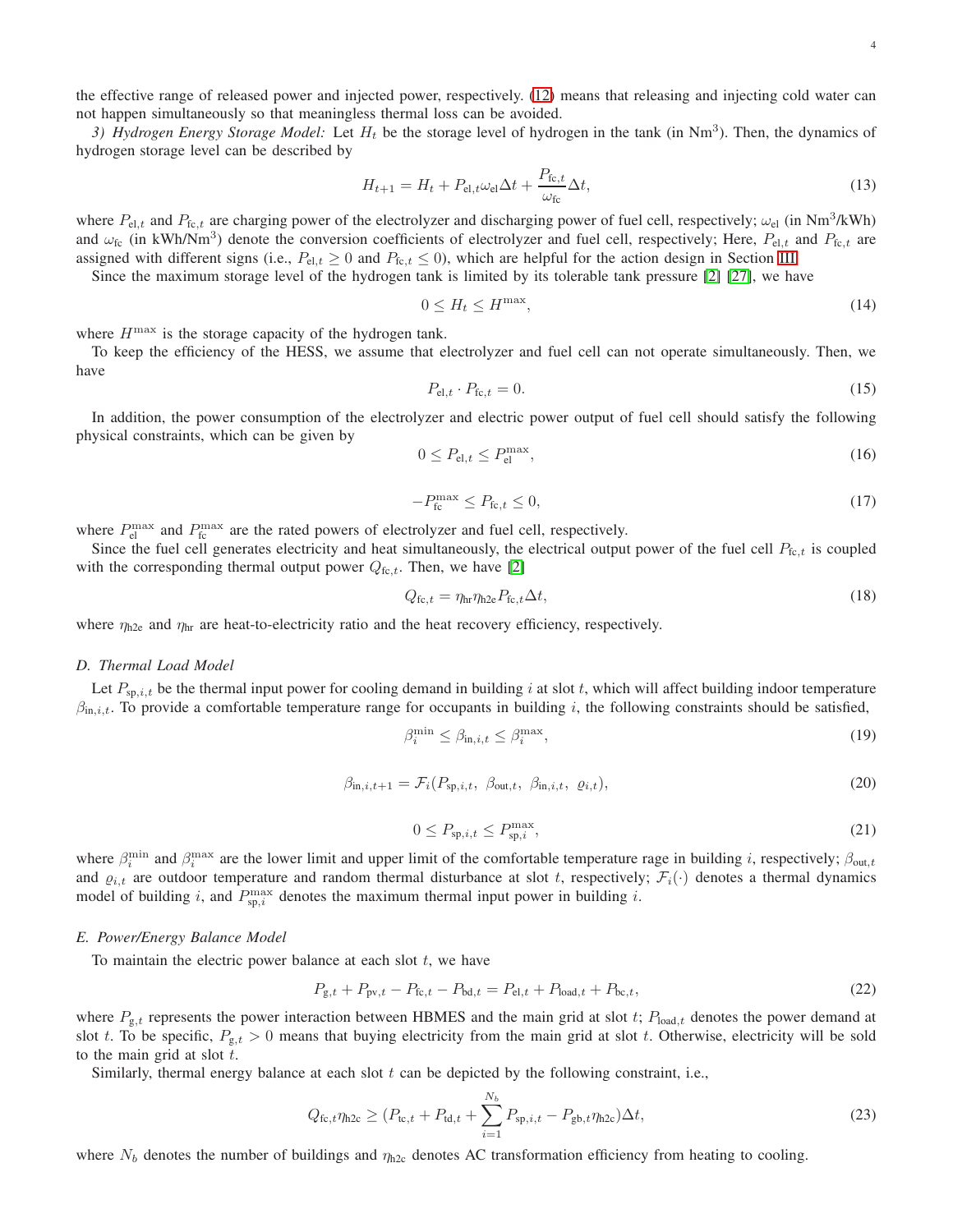the effective range of released power and injected power, respectively. (12) means that releasing and injecting cold water can not happen simultaneously so that meaningless thermal loss can be avoided.

*3) Hydrogen Energy Storage Model:* Let $H_t$ be the storage level of hydrogen in the tank (in $\text{Nm}^3$). Then, the dynamics of hydrogen storage level can be described by

$$H_{t+1} = H_t + P_{\text{el},t}\omega_{\text{el}}\Delta t + \frac{P_{\text{fc},t}}{\omega_{\text{fc}}}\Delta t, \tag{13}$$

where $P_{\text{el},t}$ and $P_{\text{fc},t}$ are charging power of the electrolyzer and discharging power of fuel cell, respectively; $\omega_{\text{el}}$ (in $\text{Nm}^3$/kWh) and $\omega_{\text{fc}}$ (in kWh/$\text{Nm}^3$) denote the conversion coefficients of electrolyzer and fuel cell, respectively; Here, $P_{\text{el},t}$ and $P_{\text{fc},t}$ are assigned with different signs (i.e., $P_{\text{el},t} \geq 0$ and $P_{\text{fc},t} \leq 0$), which are helpful for the action design in Section III.

Since the maximum storage level of the hydrogen tank is limited by its tolerable tank pressure [2] [27], we have

$$0 \leq H_t \leq H^{\max}, \tag{14}$$

where $H^{\max}$ is the storage capacity of the hydrogen tank.

To keep the efficiency of the HESS, we assume that electrolyzer and fuel cell can not operate simultaneously. Then, we have

$$P_{\text{el},t} \cdot P_{\text{fc},t} = 0. \tag{15}$$

In addition, the power consumption of the electrolyzer and electric power output of fuel cell should satisfy the following physical constraints, which can be given by

$$0 \leq P_{\text{el},t} \leq P_{\text{el}}^{\max}, \tag{16}$$

$$-P_{\text{fc}}^{\max} \leq P_{\text{fc},t} \leq 0, \tag{17}$$

where $P_{\text{el}}^{\max}$ and $P_{\text{fc}}^{\max}$ are the rated powers of electrolyzer and fuel cell, respectively.

Since the fuel cell generates electricity and heat simultaneously, the electrical output power of the fuel cell $P_{\text{fc},t}$ is coupled with the corresponding thermal output power $Q_{\text{fc},t}$. Then, we have [2]

$$Q_{\text{fc},t} = \eta_{\text{hr}}\eta_{\text{h2e}}P_{\text{fc},t}\Delta t, \tag{18}$$

where $\eta_{\text{h2e}}$ and $\eta_{\text{hr}}$ are heat-to-electricity ratio and the heat recovery efficiency, respectively.

### D. Thermal Load Model

Let $P_{\text{sp},i,t}$ be the thermal input power for cooling demand in building $i$ at slot $t$, which will affect building indoor temperature $\beta_{\text{in},i,t}$. To provide a comfortable temperature range for occupants in building $i$, the following constraints should be satisfied,

$$\beta_i^{\min} \leq \beta_{\text{in},i,t} \leq \beta_i^{\max}, \tag{19}$$

$$\beta_{\text{in},i,t+1} = \mathcal{F}_i(P_{\text{sp},i,t},\ \beta_{\text{out},t},\ \beta_{\text{in},i,t},\ \varrho_{i,t}), \tag{20}$$

$$0 \leq P_{\text{sp},i,t} \leq P_{\text{sp},i}^{\max}, \tag{21}$$

where $\beta_i^{\min}$ and $\beta_i^{\max}$ are the lower limit and upper limit of the comfortable temperature rage in building $i$, respectively; $\beta_{\text{out},t}$ and $\varrho_{i,t}$ are outdoor temperature and random thermal disturbance at slot $t$, respectively; $\mathcal{F}_i(\cdot)$ denotes a thermal dynamics model of building $i$, and $P_{\text{sp},i}^{\max}$ denotes the maximum thermal input power in building $i$.

### E. Power/Energy Balance Model

To maintain the electric power balance at each slot $t$, we have

$$P_{\text{g},t} + P_{\text{pv},t} - P_{\text{fc},t} - P_{\text{bd},t} = P_{\text{el},t} + P_{\text{load},t} + P_{\text{bc},t}, \tag{22}$$

where $P_{\text{g},t}$ represents the power interaction between HBMES and the main grid at slot $t$; $P_{\text{load},t}$ denotes the power demand at slot $t$. To be specific, $P_{\text{g},t} > 0$ means that buying electricity from the main grid at slot $t$. Otherwise, electricity will be sold to the main grid at slot $t$.

Similarly, thermal energy balance at each slot $t$ can be depicted by the following constraint, i.e.,

$$Q_{\text{fc},t}\eta_{\text{h2c}} \geq (P_{\text{tc},t} + P_{\text{td},t} + \sum_{i=1}^{N_b} P_{\text{sp},i,t} - P_{\text{gb},t}\eta_{\text{h2c}})\Delta t, \tag{23}$$

where $N_b$ denotes the number of buildings and $\eta_{\text{h2c}}$ denotes AC transformation efficiency from heating to cooling.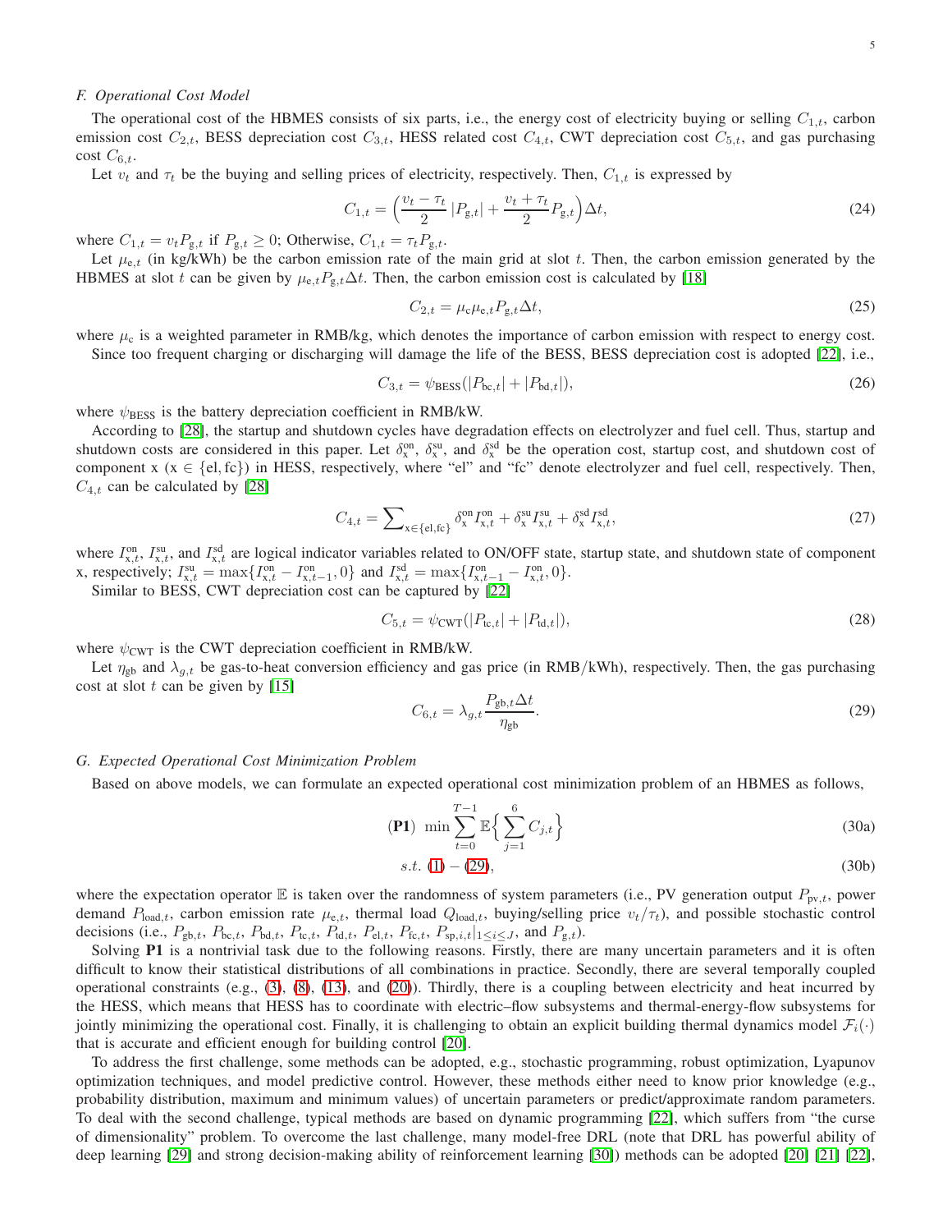### F. Operational Cost Model

The operational cost of the HBMES consists of six parts, i.e., the energy cost of electricity buying or selling $C_{1,t}$, carbon emission cost $C_{2,t}$, BESS depreciation cost $C_{3,t}$, HESS related cost $C_{4,t}$, CWT depreciation cost $C_{5,t}$, and gas purchasing cost $C_{6,t}$.

Let $v_t$ and $\tau_t$ be the buying and selling prices of electricity, respectively. Then, $C_{1,t}$ is expressed by

$$C_{1,t} = \Big(\frac{v_t - \tau_t}{2}\,|P_{\mathrm{g},t}| + \frac{v_t + \tau_t}{2}P_{\mathrm{g},t}\Big)\Delta t, \tag{24}$$

where $C_{1,t} = v_t P_{\mathrm{g},t}$ if $P_{\mathrm{g},t} \geq 0$; Otherwise, $C_{1,t} = \tau_t P_{\mathrm{g},t}$.

Let $\mu_{\mathrm{e},t}$ (in kg/kWh) be the carbon emission rate of the main grid at slot $t$. Then, the carbon emission generated by the HBMES at slot $t$ can be given by $\mu_{\mathrm{e},t}P_{\mathrm{g},t}\Delta t$. Then, the carbon emission cost is calculated by [18]

$$C_{2,t} = \mu_{\mathrm{c}}\mu_{\mathrm{e},t}P_{\mathrm{g},t}\Delta t, \tag{25}$$

where $\mu_{\mathrm{c}}$ is a weighted parameter in RMB/kg, which denotes the importance of carbon emission with respect to energy cost.

Since too frequent charging or discharging will damage the life of the BESS, BESS depreciation cost is adopted [22], i.e.,

$$C_{3,t} = \psi_{\mathrm{BESS}}(|P_{\mathrm{bc},t}| + |P_{\mathrm{bd},t}|), \tag{26}$$

where $\psi_{\mathrm{BESS}}$ is the battery depreciation coefficient in RMB/kW.

According to [28], the startup and shutdown cycles have degradation effects on electrolyzer and fuel cell. Thus, startup and shutdown costs are considered in this paper. Let $\delta_{\mathrm{x}}^{\mathrm{on}}$, $\delta_{\mathrm{x}}^{\mathrm{su}}$, and $\delta_{\mathrm{x}}^{\mathrm{sd}}$ be the operation cost, startup cost, and shutdown cost of component x (x $\in \{\mathrm{el}, \mathrm{fc}\}$) in HESS, respectively, where "el" and "fc" denote electrolyzer and fuel cell, respectively. Then, $C_{4,t}$ can be calculated by [28]

$$C_{4,t} = \sum\nolimits_{\mathrm{x}\in\{\mathrm{el},\mathrm{fc}\}} \delta_{\mathrm{x}}^{\mathrm{on}} I_{\mathrm{x},t}^{\mathrm{on}} + \delta_{\mathrm{x}}^{\mathrm{su}} I_{\mathrm{x},t}^{\mathrm{su}} + \delta_{\mathrm{x}}^{\mathrm{sd}} I_{\mathrm{x},t}^{\mathrm{sd}}, \tag{27}$$

where $I_{\mathrm{x},t}^{\mathrm{on}}$, $I_{\mathrm{x},t}^{\mathrm{su}}$, and $I_{\mathrm{x},t}^{\mathrm{sd}}$ are logical indicator variables related to ON/OFF state, startup state, and shutdown state of component x, respectively; $I_{\mathrm{x},t}^{\mathrm{su}} = \max\{I_{\mathrm{x},t}^{\mathrm{on}} - I_{\mathrm{x},t-1}^{\mathrm{on}}, 0\}$ and $I_{\mathrm{x},t}^{\mathrm{sd}} = \max\{I_{\mathrm{x},t-1}^{\mathrm{on}} - I_{\mathrm{x},t}^{\mathrm{on}}, 0\}$.

Similar to BESS, CWT depreciation cost can be captured by [22]

$$C_{5,t} = \psi_{\mathrm{CWT}}(|P_{\mathrm{tc},t}| + |P_{\mathrm{td},t}|), \tag{28}$$

where $\psi_{\mathrm{CWT}}$ is the CWT depreciation coefficient in RMB/kW.

Let $\eta_{\mathrm{gb}}$ and $\lambda_{g,t}$ be gas-to-heat conversion efficiency and gas price (in RMB/kWh), respectively. Then, the gas purchasing cost at slot $t$ can be given by [15]

$$C_{6,t} = \lambda_{g,t}\frac{P_{\mathrm{gb},t}\Delta t}{\eta_{\mathrm{gb}}}. \tag{29}$$

### G. Expected Operational Cost Minimization Problem

Based on above models, we can formulate an expected operational cost minimization problem of an HBMES as follows,

$$(\mathbf{P1})\ \min \sum_{t=0}^{T-1} \mathbb{E}\Big\{\sum_{j=1}^{6} C_{j,t}\Big\} \tag{30a}$$

$$s.t.\ (1) - (29), \tag{30b}$$

where the expectation operator $\mathbb{E}$ is taken over the randomness of system parameters (i.e., PV generation output $P_{\mathrm{pv},t}$, power demand $P_{\mathrm{load},t}$, carbon emission rate $\mu_{\mathrm{e},t}$, thermal load $Q_{\mathrm{load},t}$, buying/selling price $v_t/\tau_t$), and possible stochastic control decisions (i.e., $P_{\mathrm{gb},t}$, $P_{\mathrm{bc},t}$, $P_{\mathrm{bd},t}$, $P_{\mathrm{tc},t}$, $P_{\mathrm{td},t}$, $P_{\mathrm{el},t}$, $P_{\mathrm{fc},t}$, $P_{\mathrm{sp},i,t}|_{1\leq i\leq J}$, and $P_{\mathrm{g},t}$).

Solving **P1** is a nontrivial task due to the following reasons. Firstly, there are many uncertain parameters and it is often difficult to know their statistical distributions of all combinations in practice. Secondly, there are several temporally coupled operational constraints (e.g., (3), (8), (13), and (20)). Thirdly, there is a coupling between electricity and heat incurred by the HESS, which means that HESS has to coordinate with electric–flow subsystems and thermal-energy-flow subsystems for jointly minimizing the operational cost. Finally, it is challenging to obtain an explicit building thermal dynamics model $\mathcal{F}_i(\cdot)$ that is accurate and efficient enough for building control [20].

To address the first challenge, some methods can be adopted, e.g., stochastic programming, robust optimization, Lyapunov optimization techniques, and model predictive control. However, these methods either need to know prior knowledge (e.g., probability distribution, maximum and minimum values) of uncertain parameters or predict/approximate random parameters. To deal with the second challenge, typical methods are based on dynamic programming [22], which suffers from "the curse of dimensionality" problem. To overcome the last challenge, many model-free DRL (note that DRL has powerful ability of deep learning [29] and strong decision-making ability of reinforcement learning [30]) methods can be adopted [20] [21] [22],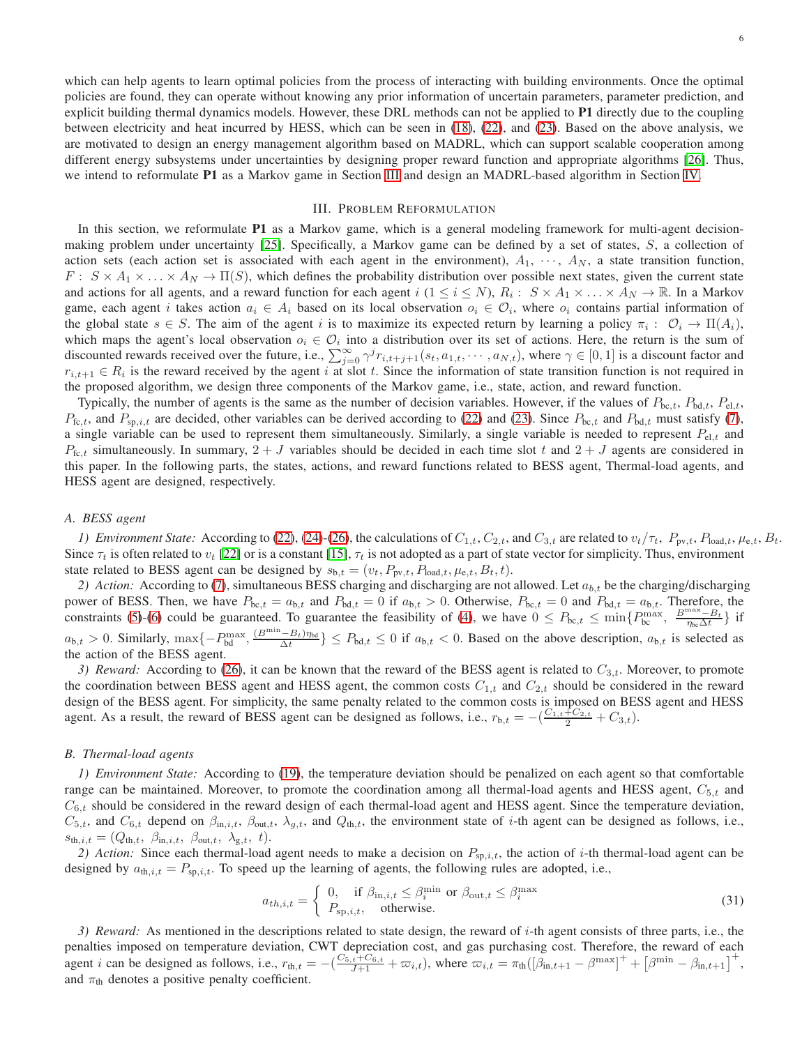which can help agents to learn optimal policies from the process of interacting with building environments. Once the optimal policies are found, they can operate without knowing any prior information of uncertain parameters, parameter prediction, and explicit building thermal dynamics models. However, these DRL methods can not be applied to **P1** directly due to the coupling between electricity and heat incurred by HESS, which can be seen in (18), (22), and (23). Based on the above analysis, we are motivated to design an energy management algorithm based on MADRL, which can support scalable cooperation among different energy subsystems under uncertainties by designing proper reward function and appropriate algorithms [26]. Thus, we intend to reformulate **P1** as a Markov game in Section III and design an MADRL-based algorithm in Section IV.

## III. Problem Reformulation

In this section, we reformulate **P1** as a Markov game, which is a general modeling framework for multi-agent decision-making problem under uncertainty [25]. Specifically, a Markov game can be defined by a set of states, $S$, a collection of action sets (each action set is associated with each agent in the environment), $A_1, \cdots, A_N$, a state transition function, $F: S \times A_1 \times \ldots \times A_N \rightarrow \Pi(S)$, which defines the probability distribution over possible next states, given the current state and actions for all agents, and a reward function for each agent $i$ ($1 \leq i \leq N$), $R_i: S \times A_1 \times \ldots \times A_N \rightarrow \mathbb{R}$. In a Markov game, each agent $i$ takes action $a_i \in A_i$ based on its local observation $o_i \in \mathcal{O}_i$, where $o_i$ contains partial information of the global state $s \in S$. The aim of the agent $i$ is to maximize its expected return by learning a policy $\pi_i: \mathcal{O}_i \rightarrow \Pi(A_i)$, which maps the agent's local observation $o_i \in \mathcal{O}_i$ into a distribution over its set of actions. Here, the return is the sum of discounted rewards received over the future, i.e., $\sum_{j=0}^{\infty} \gamma^j r_{i,t+j+1}(s_t, a_{1,t}, \cdots, a_{N,t})$, where $\gamma \in [0,1]$ is a discount factor and $r_{i,t+1} \in R_i$ is the reward received by the agent $i$ at slot $t$. Since the information of state transition function is not required in the proposed algorithm, we design three components of the Markov game, i.e., state, action, and reward function.

Typically, the number of agents is the same as the number of decision variables. However, if the values of $P_{\text{bc},t}$, $P_{\text{bd},t}$, $P_{\text{el},t}$, $P_{\text{fc},t}$, and $P_{\text{sp},i,t}$ are decided, other variables can be derived according to (22) and (23). Since $P_{\text{bc},t}$ and $P_{\text{bd},t}$ must satisfy (7), a single variable can be used to represent them simultaneously. Similarly, a single variable is needed to represent $P_{\text{el},t}$ and $P_{\text{fc},t}$ simultaneously. In summary, $2+J$ variables should be decided in each time slot $t$ and $2+J$ agents are considered in this paper. In the following parts, the states, actions, and reward functions related to BESS agent, Thermal-load agents, and HESS agent are designed, respectively.

### A. BESS agent

*1) Environment State:* According to (22), (24)-(26), the calculations of $C_{1,t}$, $C_{2,t}$, and $C_{3,t}$ are related to $v_t/\tau_t$, $P_{\text{pv},t}$, $P_{\text{load},t}$, $\mu_{\text{e},t}$, $B_t$. Since $\tau_t$ is often related to $v_t$ [22] or is a constant [15], $\tau_t$ is not adopted as a part of state vector for simplicity. Thus, environment state related to BESS agent can be designed by $s_{\text{b},t} = (v_t, P_{\text{pv},t}, P_{\text{load},t}, \mu_{\text{e},t}, B_t, t)$.

*2) Action:* According to (7), simultaneous BESS charging and discharging are not allowed. Let $a_{\text{b},t}$ be the charging/discharging power of BESS. Then, we have $P_{\text{bc},t} = a_{\text{b},t}$ and $P_{\text{bd},t} = 0$ if $a_{\text{b},t} > 0$. Otherwise, $P_{\text{bc},t} = 0$ and $P_{\text{bd},t} = a_{\text{b},t}$. Therefore, the constraints (5)-(6) could be guaranteed. To guarantee the feasibility of (4), we have $0 \leq P_{\text{bc},t} \leq \min\{P_{\text{bc}}^{\max}, \frac{B^{\max}-B_t}{\eta_{\text{bc}}\Delta t}\}$ if $a_{\text{b},t} > 0$. Similarly, $\max\{-P_{\text{bd}}^{\max}, \frac{(B^{\min}-B_t)\eta_{\text{bd}}}{\Delta t}\} \leq P_{\text{bd},t} \leq 0$ if $a_{\text{b},t} < 0$. Based on the above description, $a_{\text{b},t}$ is selected as the action of the BESS agent.

*3) Reward:* According to (26), it can be known that the reward of the BESS agent is related to $C_{3,t}$. Moreover, to promote the coordination between BESS agent and HESS agent, the common costs $C_{1,t}$ and $C_{2,t}$ should be considered in the reward design of the BESS agent. For simplicity, the same penalty related to the common costs is imposed on BESS agent and HESS agent. As a result, the reward of BESS agent can be designed as follows, i.e., $r_{\text{b},t} = -(\frac{C_{1,t}+C_{2,t}}{2} + C_{3,t})$.

### B. Thermal-load agents

*1) Environment State:* According to (19), the temperature deviation should be penalized on each agent so that comfortable range can be maintained. Moreover, to promote the coordination among all thermal-load agents and HESS agent, $C_{5,t}$ and $C_{6,t}$ should be considered in the reward design of each thermal-load agent and HESS agent. Since the temperature deviation, $C_{5,t}$, and $C_{6,t}$ depend on $\beta_{\text{in},i,t}$, $\beta_{\text{out},t}$, $\lambda_{g,t}$, and $Q_{\text{th},t}$, the environment state of $i$-th agent can be designed as follows, i.e., $s_{\text{th},i,t} = (Q_{\text{th},t},\ \beta_{\text{in},i,t},\ \beta_{\text{out},t},\ \lambda_{\text{g},t},\ t)$.

*2) Action:* Since each thermal-load agent needs to make a decision on $P_{\text{sp},i,t}$, the action of $i$-th thermal-load agent can be designed by $a_{\text{th},i,t} = P_{\text{sp},i,t}$. To speed up the learning of agents, the following rules are adopted, i.e.,

$$a_{th,i,t} = \begin{cases} 0, & \text{if } \beta_{\text{in},i,t} \leq \beta_i^{\min} \text{ or } \beta_{\text{out},t} \leq \beta_i^{\max} \\ P_{\text{sp},i,t}, & \text{otherwise.} \end{cases} \tag{31}$$

*3) Reward:* As mentioned in the descriptions related to state design, the reward of $i$-th agent consists of three parts, i.e., the penalties imposed on temperature deviation, CWT depreciation cost, and gas purchasing cost. Therefore, the reward of each agent $i$ can be designed as follows, i.e., $r_{\text{th},t} = -(\frac{C_{5,t}+C_{6,t}}{J+1} + \varpi_{i,t})$, where $\varpi_{i,t} = \pi_{\text{th}}([\beta_{\text{in},t+1} - \beta^{\max}]^+ + [\beta^{\min} - \beta_{\text{in},t+1}]^+$, and $\pi_{\text{th}}$ denotes a positive penalty coefficient.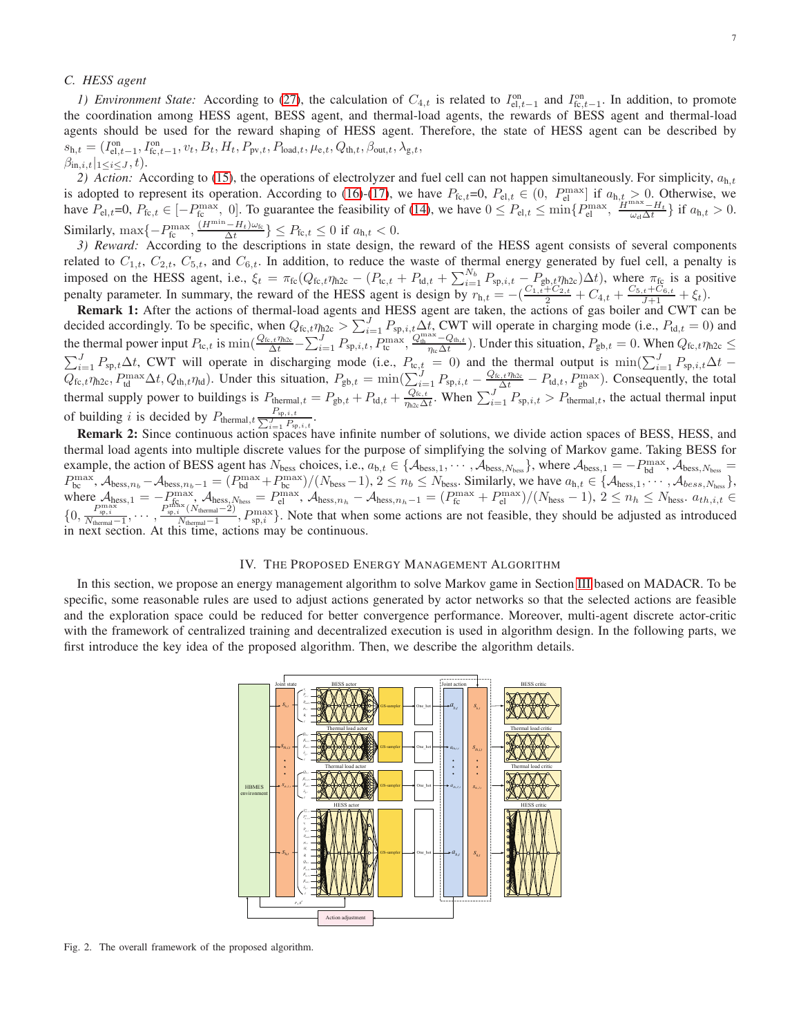### C. HESS agent

*1) Environment State:* According to (27), the calculation of $C_{4,t}$ is related to $I^{\text{on}}_{\text{el},t-1}$ and $I^{\text{on}}_{\text{fc},t-1}$. In addition, to promote the coordination among HESS agent, BESS agent, and thermal-load agents, the rewards of BESS agent and thermal-load agents should be used for the reward shaping of HESS agent. Therefore, the state of HESS agent can be described by $s_{\text{h},t} = (I^{\text{on}}_{\text{el},t-1}, I^{\text{on}}_{\text{fc},t-1}, v_t, B_t, H_t, P_{\text{pv},t}, P_{\text{load},t}, \mu_{\text{e},t}, Q_{\text{th},t}, \beta_{\text{out},t}, \lambda_{\text{g},t}, \beta_{\text{in},i,t}|_{1\leq i\leq J}, t)$.

*2) Action:* According to (15), the operations of electrolyzer and fuel cell can not happen simultaneously. For simplicity, $a_{\text{h},t}$ is adopted to represent its operation. According to (16)-(17), we have $P_{\text{fc},t}$=0, $P_{\text{el},t} \in (0,\ P^{\max}_{\text{el}}]$ if $a_{\text{h},t} > 0$. Otherwise, we have $P_{\text{el},t}$=0, $P_{\text{fc},t} \in [-P^{\max}_{\text{fc}},\ 0]$. To guarantee the feasibility of (14), we have $0 \leq P_{\text{el},t} \leq \min\{P^{\max}_{\text{el}}, \frac{H^{\max}-H_t}{\omega_{\text{el}}\Delta t}\}$ if $a_{\text{h},t} > 0$. Similarly, $\max\{-P^{\max}_{\text{fc}}, \frac{(H^{\min}-H_t)\omega_{\text{fc}}}{\Delta t}\} \leq P_{\text{fc},t} \leq 0$ if $a_{\text{h},t} < 0$.

*3) Reward:* According to the descriptions in state design, the reward of the HESS agent consists of several components related to $C_{1,t}$, $C_{2,t}$, $C_{5,t}$, and $C_{6,t}$. In addition, to reduce the waste of thermal energy generated by fuel cell, a penalty is imposed on the HESS agent, i.e., $\xi_t = \pi_{\text{fc}}(Q_{\text{fc},t}\eta_{\text{h2c}} - (P_{\text{tc},t} + P_{\text{td},t} + \sum_{i=1}^{N_b} P_{\text{sp},i,t} - P_{\text{gb},t}\eta_{\text{h2c}})\Delta t)$, where $\pi_{\text{fc}}$ is a positive penalty parameter. In summary, the reward of the HESS agent is design by $r_{\text{h},t} = -(\frac{C_{1,t}+C_{2,t}}{2} + C_{4,t} + \frac{C_{5,t}+C_{6,t}}{J+1} + \xi_t)$.

**Remark 1:** After the actions of thermal-load agents and HESS agent are taken, the actions of gas boiler and CWT can be decided accordingly. To be specific, when $Q_{\text{fc},t}\eta_{\text{h2c}} > \sum_{i=1}^{J} P_{\text{sp},i,t}\Delta t$, CWT will operate in charging mode (i.e., $P_{\text{td},t} = 0$) and the thermal power input $P_{\text{tc},t}$ is $\min(\frac{Q_{\text{fc},t}\eta_{\text{h2c}}}{\Delta t} - \sum_{i=1}^{J} P_{\text{sp},i,t}, P^{\max}_{\text{tc}}, \frac{Q^{\max}_{\text{th}}-Q_{\text{th},t}}{\eta_{\text{tc}}\Delta t})$. Under this situation, $P_{\text{gb},t} = 0$. When $Q_{\text{fc},t}\eta_{\text{h2c}} \leq \sum_{i=1}^{J} P_{\text{sp},t}\Delta t$, CWT will operate in discharging mode (i.e., $P_{\text{tc},t} = 0$) and the thermal output is $\min(\sum_{i=1}^{J} P_{\text{sp},i,t}\Delta t - Q_{\text{fc},t}\eta_{\text{h2c}}, P^{\max}_{\text{td}}\Delta t, Q_{\text{th},t}\eta_{\text{td}})$. Under this situation, $P_{\text{gb},t} = \min(\sum_{i=1}^{J} P_{\text{sp},i,t} - \frac{Q_{\text{fc},t}\eta_{\text{h2c}}}{\Delta t} - P_{\text{td},t}, P^{\max}_{\text{gb}})$. Consequently, the total thermal supply power to buildings is $P_{\text{thermal},t} = P_{\text{gb},t} + P_{\text{td},t} + \frac{Q_{\text{fc},t}}{\eta_{\text{h2c}}\Delta t}$. When $\sum_{i=1}^{J} P_{\text{sp},i,t} > P_{\text{thermal},t}$, the actual thermal input of building $i$ is decided by $P_{\text{thermal},t}\frac{P_{\text{sp},i,t}}{\sum_{i=1}^{J} P_{\text{sp},i,t}}$.

**Remark 2:** Since continuous action spaces have infinite number of solutions, we divide action spaces of BESS, HESS, and thermal load agents into multiple discrete values for the purpose of simplifying the solving of Markov game. Taking BESS for example, the action of BESS agent has $N_{\text{bess}}$ choices, i.e., $a_{\text{b},t} \in \{\mathcal{A}_{\text{bess},1}, \cdots, \mathcal{A}_{\text{bess},N_{\text{bess}}}\}$, where $\mathcal{A}_{\text{bess},1} = -P^{\max}_{\text{bd}}$, $\mathcal{A}_{\text{bess},N_{\text{bess}}} = P^{\max}_{\text{bc}}$, $\mathcal{A}_{\text{bess},n_b} - \mathcal{A}_{\text{bess},n_b-1} = (P^{\max}_{\text{bd}} + P^{\max}_{\text{bc}})/(N_{\text{bess}}-1)$, $2 \leq n_b \leq N_{\text{bess}}$. Similarly, we have $a_{\text{h},t} \in \{\mathcal{A}_{\text{hess},1}, \cdots, \mathcal{A}_{bess,N_{\text{hess}}}\}$, where $\mathcal{A}_{\text{hess},1} = -P^{\max}_{\text{fc}}$, $\mathcal{A}_{\text{hess},N_{\text{hess}}} = P^{\max}_{\text{el}}$, $\mathcal{A}_{\text{hess},n_h} - \mathcal{A}_{\text{hess},n_h-1} = (P^{\max}_{\text{fc}} + P^{\max}_{\text{el}})/(N_{\text{hess}}-1)$, $2 \leq n_h \leq N_{\text{hess}}$. $a_{th,i,t} \in \{0, \frac{P^{\max}_{\text{sp},i}}{N_{\text{thermal}}-1}, \cdots, \frac{P^{\max}_{\text{sp},i}(N_{\text{thermal}}-2)}{N_{\text{thermal}}-1}, P^{\max}_{\text{sp},i}\}$. Note that when some actions are not feasible, they should be adjusted as introduced in next section. At this time, actions may be continuous.

## IV. The Proposed Energy Management Algorithm

In this section, we propose an energy management algorithm to solve Markov game in Section III based on MADACR. To be specific, some reasonable rules are used to adjust actions generated by actor networks so that the selected actions are feasible and the exploration space could be reduced for better convergence performance. Moreover, multi-agent discrete actor-critic with the framework of centralized training and decentralized execution is used in algorithm design. In the following parts, we first introduce the key idea of the proposed algorithm. Then, we describe the algorithm details.

Fig. 2. The overall framework of the proposed algorithm.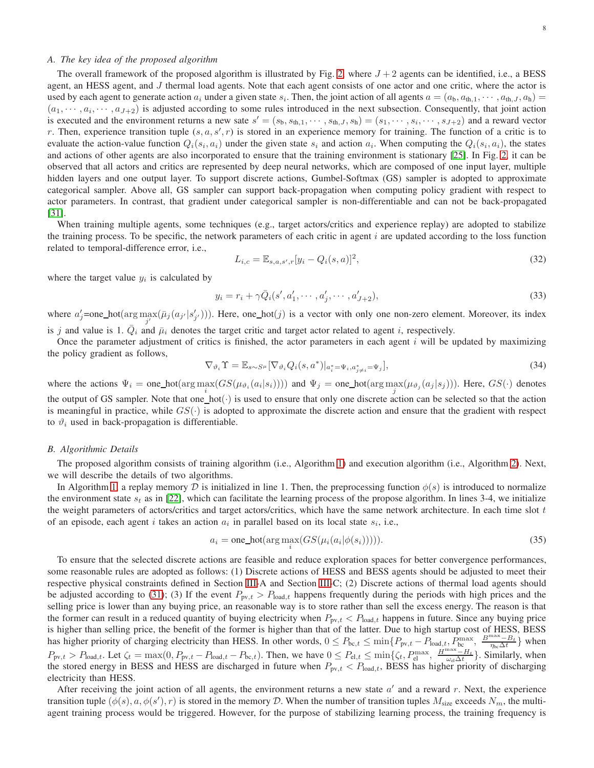### A. The key idea of the proposed algorithm

The overall framework of the proposed algorithm is illustrated by Fig. 2, where $J+2$ agents can be identified, i.e., a BESS agent, an HESS agent, and $J$ thermal load agents. Note that each agent consists of one actor and one critic, where the actor is used by each agent to generate action $a_i$ under a given state $s_i$. Then, the joint action of all agents $a = (a_{\mathrm{b}}, a_{\mathrm{th},1}, \cdots, a_{\mathrm{th},J}, a_{\mathrm{h}}) = (a_1, \cdots, a_i, \cdots, a_{J+2})$ is adjusted according to some rules introduced in the next subsection. Consequently, that joint action is executed and the environment returns a new sate $s' = (s_{\mathrm{b}}, s_{\mathrm{th},1}, \cdots, s_{\mathrm{th},J}, s_{\mathrm{h}}) = (s_1, \cdots, s_i, \cdots, s_{J+2})$ and a reward vector $r$. Then, experience transition tuple $(s, a, s', r)$ is stored in an experience memory for training. The function of a critic is to evaluate the action-value function $Q_i(s_i, a_i)$ under the given state $s_i$ and action $a_i$. When computing the $Q_i(s_i, a_i)$, the states and actions of other agents are also incorporated to ensure that the training environment is stationary [25]. In Fig. 2, it can be observed that all actors and critics are represented by deep neural networks, which are composed of one input layer, multiple hidden layers and one output layer. To support discrete actions, Gumbel-Softmax (GS) sampler is adopted to approximate categorical sampler. Above all, GS sampler can support back-propagation when computing policy gradient with respect to actor parameters. In contrast, that gradient under categorical sampler is non-differentiable and can not be back-propagated [31].

When training multiple agents, some techniques (e.g., target actors/critics and experience replay) are adopted to stabilize the training process. To be specific, the network parameters of each critic in agent $i$ are updated according to the loss function related to temporal-difference error, i.e.,

$$L_{i,c} = \mathbb{E}_{s,a,s',r}[y_i - Q_i(s,a)]^2, \tag{32}$$

where the target value $y_i$ is calculated by

$$y_i = r_i + \gamma \bar{Q}_i(s', a'_1, \cdots, a'_j, \cdots, a'_{J+2}), \tag{33}$$

where $a'_j$=one_hot$(\arg\max_{j'}(\bar{\mu}_j(a_{j'}|s'_{j'})))$. Here, one_hot$(j)$ is a vector with only one non-zero element. Moreover, its index is $j$ and value is 1. $\bar{Q}_i$ and $\bar{\mu}_i$ denotes the target critic and target actor related to agent $i$, respectively.

Once the parameter adjustment of critics is finished, the actor parameters in each agent $i$ will be updated by maximizing the policy gradient as follows,

$$\nabla_{\vartheta_i}\Upsilon = \mathbb{E}_{s\sim S^{\mu}}[\nabla_{\vartheta_i} Q_i(s, a^*)|_{a_i^*=\Psi_i, a^*_{j\neq i}=\Psi_j}], \tag{34}$$

where the actions $\Psi_i$ = one_hot$(\arg\max_i(GS(\mu_{\vartheta_i}(a_i|s_i))))$ and $\Psi_j$ = one_hot$(\arg\max_j(\mu_{\vartheta_j}(a_j|s_j)))$. Here, $GS(\cdot)$ denotes the output of GS sampler. Note that one_hot$(\cdot)$ is used to ensure that only one discrete action can be selected so that the action is meaningful in practice, while $GS(\cdot)$ is adopted to approximate the discrete action and ensure that the gradient with respect to $\vartheta_i$ used in back-propagation is differentiable.

### B. Algorithmic Details

The proposed algorithm consists of training algorithm (i.e., Algorithm 1) and execution algorithm (i.e., Algorithm 2). Next, we will describe the details of two algorithms.

In Algorithm 1, a replay memory $\mathcal{D}$ is initialized in line 1. Then, the preprocessing function $\phi(s)$ is introduced to normalize the environment state $s_t$ as in [22], which can facilitate the learning process of the propose algorithm. In lines 3-4, we initialize the weight parameters of actors/critics and target actors/critics, which have the same network architecture. In each time slot $t$ of an episode, each agent $i$ takes an action $a_i$ in parallel based on its local state $s_i$, i.e.,

$$a_i = \text{one\_hot}(\arg\max_i(GS(\mu_i(a_i|\phi(s_i))))). \tag{35}$$

To ensure that the selected discrete actions are feasible and reduce exploration spaces for better convergence performances, some reasonable rules are adopted as follows: (1) Discrete actions of HESS and BESS agents should be adjusted to meet their respective physical constraints defined in Section III-A and Section III-C; (2) Discrete actions of thermal load agents should be adjusted according to (31); (3) If the event $P_{\mathrm{pv},t} > P_{\mathrm{load},t}$ happens frequently during the periods with high prices and the selling price is lower than any buying price, an reasonable way is to store rather than sell the excess energy. The reason is that the former can result in a reduced quantity of buying electricity when $P_{\mathrm{pv},t} < P_{\mathrm{load},t}$ happens in future. Since any buying price is higher than selling price, the benefit of the former is higher than that of the latter. Due to high startup cost of HESS, BESS has higher priority of charging electricity than HESS. In other words, $0 \leq P_{\mathrm{bc},t} \leq \min\{P_{\mathrm{pv},t} - P_{\mathrm{load},t}, P_{\mathrm{bc}}^{\max}, \frac{B^{\max}-B_t}{\eta_{\mathrm{bc}}\Delta t}\}$ when $P_{\mathrm{pv},t} > P_{\mathrm{load},t}$. Let $\zeta_t = \max(0, P_{\mathrm{pv},t} - P_{\mathrm{load},t} - P_{\mathrm{bc},t})$. Then, we have $0 \leq P_{\mathrm{el},t} \leq \min\{\zeta_t, P_{\mathrm{el}}^{\max}, \frac{H^{\max}-H_t}{\omega_{\mathrm{el}}\Delta t}\}$. Similarly, when the stored energy in BESS and HESS are discharged in future when $P_{\mathrm{pv},t} < P_{\mathrm{load},t}$, BESS has higher priority of discharging electricity than HESS.

After receiving the joint action of all agents, the environment returns a new state $a'$ and a reward $r$. Next, the experience transition tuple $(\phi(s), a, \phi(s'), r)$ is stored in the memory $\mathcal{D}$. When the number of transition tuples $M_{\text{size}}$ exceeds $N_m$, the multi-agent training process would be triggered. However, for the purpose of stabilizing learning process, the training frequency is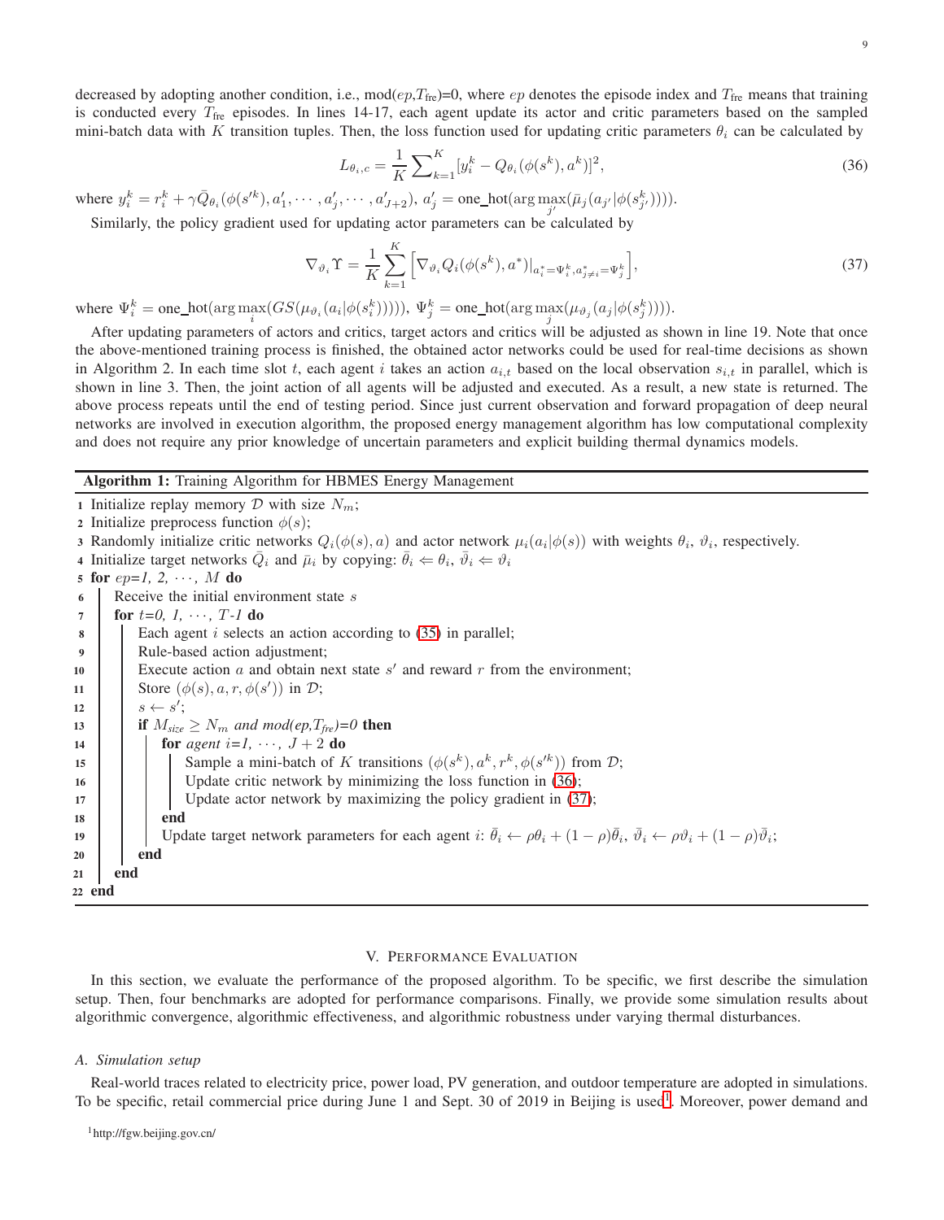decreased by adopting another condition, i.e., mod($ep$,$T_{\text{fre}}$)=0, where $ep$ denotes the episode index and $T_{\text{fre}}$ means that training is conducted every $T_{\text{fre}}$ episodes. In lines 14-17, each agent update its actor and critic parameters based on the sampled mini-batch data with $K$ transition tuples. Then, the loss function used for updating critic parameters $\theta_i$ can be calculated by

$$L_{\theta_i,c} = \frac{1}{K}\sum\nolimits_{k=1}^{K}[y_i^k - Q_{\theta_i}(\phi(s^k), a^k)]^2, \tag{36}$$

where $y_i^k = r_i^k + \gamma \bar{Q}_{\theta_i}(\phi(s'^k), a'_1, \cdots, a'_j, \cdots, a'_{J+2})$, $a'_j = \text{one\_hot}(\arg\max_{j'}(\bar{\mu}_j(a_{j'}|\phi(s^k_{j'}))))$.

Similarly, the policy gradient used for updating actor parameters can be calculated by

$$\nabla_{\vartheta_i}\Upsilon = \frac{1}{K}\sum_{k=1}^{K}\Big[\nabla_{\vartheta_i}Q_i(\phi(s^k), a^*)|_{a_i^*=\Psi_i^k, a_{j\neq i}^*=\Psi_j^k}\Big], \tag{37}$$

where $\Psi_i^k = \text{one\_hot}(\arg\max_i(GS(\mu_{\vartheta_i}(a_i|\phi(s_i^k)))))$, $\Psi_j^k = \text{one\_hot}(\arg\max_j(\mu_{\vartheta_j}(a_j|\phi(s_j^k))))$.

After updating parameters of actors and critics, target actors and critics will be adjusted as shown in line 19. Note that once the above-mentioned training process is finished, the obtained actor networks could be used for real-time decisions as shown in Algorithm 2. In each time slot $t$, each agent $i$ takes an action $a_{i,t}$ based on the local observation $s_{i,t}$ in parallel, which is shown in line 3. Then, the joint action of all agents will be adjusted and executed. As a result, a new state is returned. The above process repeats until the end of testing period. Since just current observation and forward propagation of deep neural networks are involved in execution algorithm, the proposed energy management algorithm has low computational complexity and does not require any prior knowledge of uncertain parameters and explicit building thermal dynamics models.

**Algorithm 1:** Training Algorithm for HBMES Energy Management

```
1  Initialize replay memory D with size N_m;
2  Initialize preprocess function φ(s);
3  Randomly initialize critic networks Q_i(φ(s), a) and actor network μ_i(a_i|φ(s)) with weights θ_i, ϑ_i, respectively.
4  Initialize target networks Q̄_i and μ̄_i by copying: θ̄_i ⇐ θ_i, ϑ̄_i ⇐ ϑ_i
5  for ep=1, 2, ···, M do
6      Receive the initial environment state s
7      for t=0, 1, ···, T-1 do
8          Each agent i selects an action according to (35) in parallel;
9          Rule-based action adjustment;
10         Execute action a and obtain next state s' and reward r from the environment;
11         Store (φ(s), a, r, φ(s')) in D;
12         s ← s';
13         if M_size ≥ N_m and mod(ep,T_fre)=0 then
14             for agent i=1, ···, J+2 do
15                 Sample a mini-batch of K transitions (φ(s^k), a^k, r^k, φ(s'^k)) from D;
16                 Update critic network by minimizing the loss function in (36);
17                 Update actor network by maximizing the policy gradient in (37);
18             end
19             Update target network parameters for each agent i: θ̄_i ← ρθ_i + (1 − ρ)θ̄_i, ϑ̄_i ← ρϑ_i + (1 − ρ)ϑ̄_i;
20         end
21     end
22 end
```

## V. Performance Evaluation

In this section, we evaluate the performance of the proposed algorithm. To be specific, we first describe the simulation setup. Then, four benchmarks are adopted for performance comparisons. Finally, we provide some simulation results about algorithmic convergence, algorithmic effectiveness, and algorithmic robustness under varying thermal disturbances.

### A. Simulation setup

Real-world traces related to electricity price, power load, PV generation, and outdoor temperature are adopted in simulations. To be specific, retail commercial price during June 1 and Sept. 30 of 2019 in Beijing is used[1]. Moreover, power demand and

[1] http://fgw.beijing.gov.cn/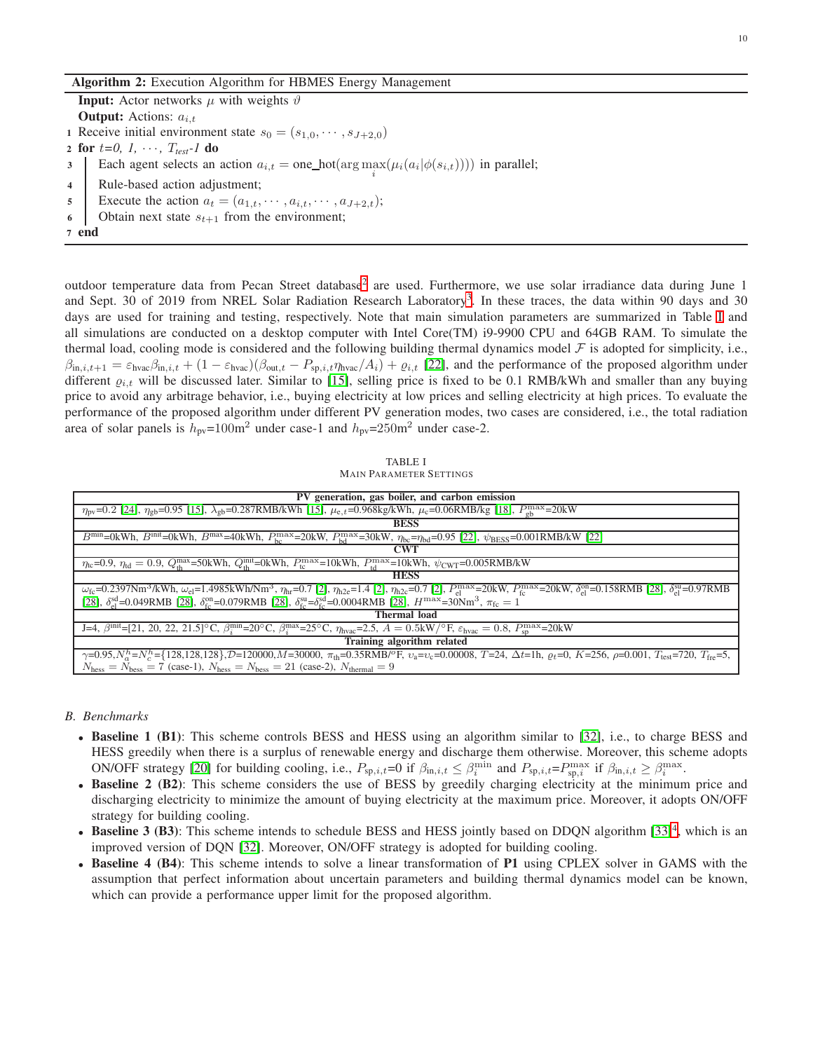**Algorithm 2:** Execution Algorithm for HBMES Energy Management

**Input:** Actor networks $\mu$ with weights $\vartheta$

**Output:** Actions: $a_{i,t}$

1. Receive initial environment state $s_0 = (s_{1,0}, \cdots, s_{J+2,0})$
2. **for** *t=0, 1, $\cdots$, $T_{test}$-1* **do**
3. Each agent selects an action $a_{i,t} = \text{one\_hot}(\arg\max_i(\mu_i(a_i|\phi(s_{i,t}))))$ in parallel;
4. Rule-based action adjustment;
5. Execute the action $a_t = (a_{1,t}, \cdots, a_{i,t}, \cdots, a_{J+2,t})$;
6. Obtain next state $s_{t+1}$ from the environment;
7. **end**

outdoor temperature data from Pecan Street database[2] are used. Furthermore, we use solar irradiance data during June 1 and Sept. 30 of 2019 from NREL Solar Radiation Research Laboratory[3]. In these traces, the data within 90 days and 30 days are used for training and testing, respectively. Note that main simulation parameters are summarized in Table I and all simulations are conducted on a desktop computer with Intel Core(TM) i9-9900 CPU and 64GB RAM. To simulate the thermal load, cooling mode is considered and the following building thermal dynamics model $\mathcal{F}$ is adopted for simplicity, i.e., $\beta_{\text{in},i,t+1} = \varepsilon_{\text{hvac}}\beta_{\text{in},i,t} + (1-\varepsilon_{\text{hvac}})(\beta_{\text{out},t} - P_{\text{sp},i,t}\eta_{\text{hvac}}/A_i) + \varrho_{i,t}$ [22], and the performance of the proposed algorithm under different $\varrho_{i,t}$ will be discussed later. Similar to [15], selling price is fixed to be 0.1 RMB/kWh and smaller than any buying price to avoid any arbitrage behavior, i.e., buying electricity at low prices and selling electricity at high prices. To evaluate the performance of the proposed algorithm under different PV generation modes, two cases are considered, i.e., the total radiation area of solar panels is $h_{\text{pv}}$=100m$^2$ under case-1 and $h_{\text{pv}}$=250m$^2$ under case-2.

TABLE I
MAIN PARAMETER SETTINGS

| |
|---|
| **PV generation, gas boiler, and carbon emission** |
| $\eta_{\text{pv}}$=0.2 [24], $\eta_{\text{gb}}$=0.95 [15], $\lambda_{\text{gb}}$=0.287RMB/kWh [15], $\mu_{\text{e},t}$=0.968kg/kWh, $\mu_{\text{c}}$=0.06RMB/kg [18], $P_{\text{gb}}^{\max}$=20kW |
| **BESS** |
| $B^{\min}$=0kWh, $B^{\text{init}}$=0kWh, $B^{\max}$=40kWh, $P_{\text{bc}}^{\max}$=20kW, $P_{\text{bd}}^{\max}$=30kW, $\eta_{\text{bc}}$=$\eta_{\text{bd}}$=0.95 [22], $\psi_{\text{BESS}}$=0.001RMB/kW [22] |
| **CWT** |
| $\eta_{\text{tc}}$=0.9, $\eta_{\text{td}}=0.9$, $Q_{\text{th}}^{\max}$=50kWh, $Q_{\text{th}}^{\text{init}}$=0kWh, $P_{\text{tc}}^{\max}$=10kWh, $P_{\text{td}}^{\max}$=10kWh, $\psi_{\text{CWT}}$=0.005RMB/kW |
| **HESS** |
| $\omega_{\text{fc}}$=0.2397Nm$^3$/kWh, $\omega_{\text{el}}$=1.4985kWh/Nm$^3$, $\eta_{\text{hr}}$=0.7 [2], $\eta_{\text{h2e}}$=1.4 [2], $\eta_{\text{h2c}}$=0.7 [2], $P_{\text{el}}^{\max}$=20kW, $P_{\text{fc}}^{\max}$=20kW, $\delta_{\text{el}}^{\text{on}}$=0.158RMB [28], $\delta_{\text{el}}^{\text{su}}$=0.97RMB [28], $\delta_{\text{el}}^{\text{sd}}$=0.049RMB [28], $\delta_{\text{fc}}^{\text{on}}$=0.079RMB [28], $\delta_{\text{fc}}^{\text{su}}$=$\delta_{\text{fc}}^{\text{sd}}$=0.0004RMB [28], $H^{\max}$=30Nm$^3$, $\pi_{\text{fc}}=1$ |
| **Thermal load** |
| J=4, $\beta^{\text{init}}$=[21, 20, 22, 21.5]°C, $\beta_i^{\min}$=20°C, $\beta_i^{\max}$=25°C, $\eta_{\text{hvac}}$=2.5, $A$ = 0.5kW/°F, $\varepsilon_{\text{hvac}}=0.8$, $P_{\text{sp}}^{\max}$=20kW |
| **Training algorithm related** |
| $\gamma$=0.95,$N_a^h$=$N_c^h$={128,128,128},$\mathcal{D}$=120000,$M$=30000, $\pi_{\text{th}}$=0.35RMB/°F, $\upsilon_{\text{a}}$=$\upsilon_{\text{c}}$=0.00008, $T$=24, $\Delta t$=1h, $\varrho_t$=0, $K$=256, $\rho$=0.001, $T_{\text{test}}$=720, $T_{\text{fre}}$=5, $N_{\text{hess}}=N_{\text{bess}}=7$ (case-1), $N_{\text{hess}}=N_{\text{bess}}=21$ (case-2), $N_{\text{thermal}}=9$ |

## B. Benchmarks

- **Baseline 1 (B1)**: This scheme controls BESS and HESS using an algorithm similar to [32], i.e., to charge BESS and HESS greedily when there is a surplus of renewable energy and discharge them otherwise. Moreover, this scheme adopts ON/OFF strategy [20] for building cooling, i.e., $P_{\text{sp},i,t}$=0 if $\beta_{\text{in},i,t} \leq \beta_i^{\min}$ and $P_{\text{sp},i,t}$=$P_{\text{sp},i}^{\max}$ if $\beta_{\text{in},i,t} \geq \beta_i^{\max}$.
- **Baseline 2 (B2)**: This scheme considers the use of BESS by greedily charging electricity at the minimum price and discharging electricity to minimize the amount of buying electricity at the maximum price. Moreover, it adopts ON/OFF strategy for building cooling.
- **Baseline 3 (B3)**: This scheme intends to schedule BESS and HESS jointly based on DDQN algorithm [33][4], which is an improved version of DQN [32]. Moreover, ON/OFF strategy is adopted for building cooling.
- **Baseline 4 (B4)**: This scheme intends to solve a linear transformation of **P1** using CPLEX solver in GAMS with the assumption that perfect information about uncertain parameters and building thermal dynamics model can be known, which can provide a performance upper limit for the proposed algorithm.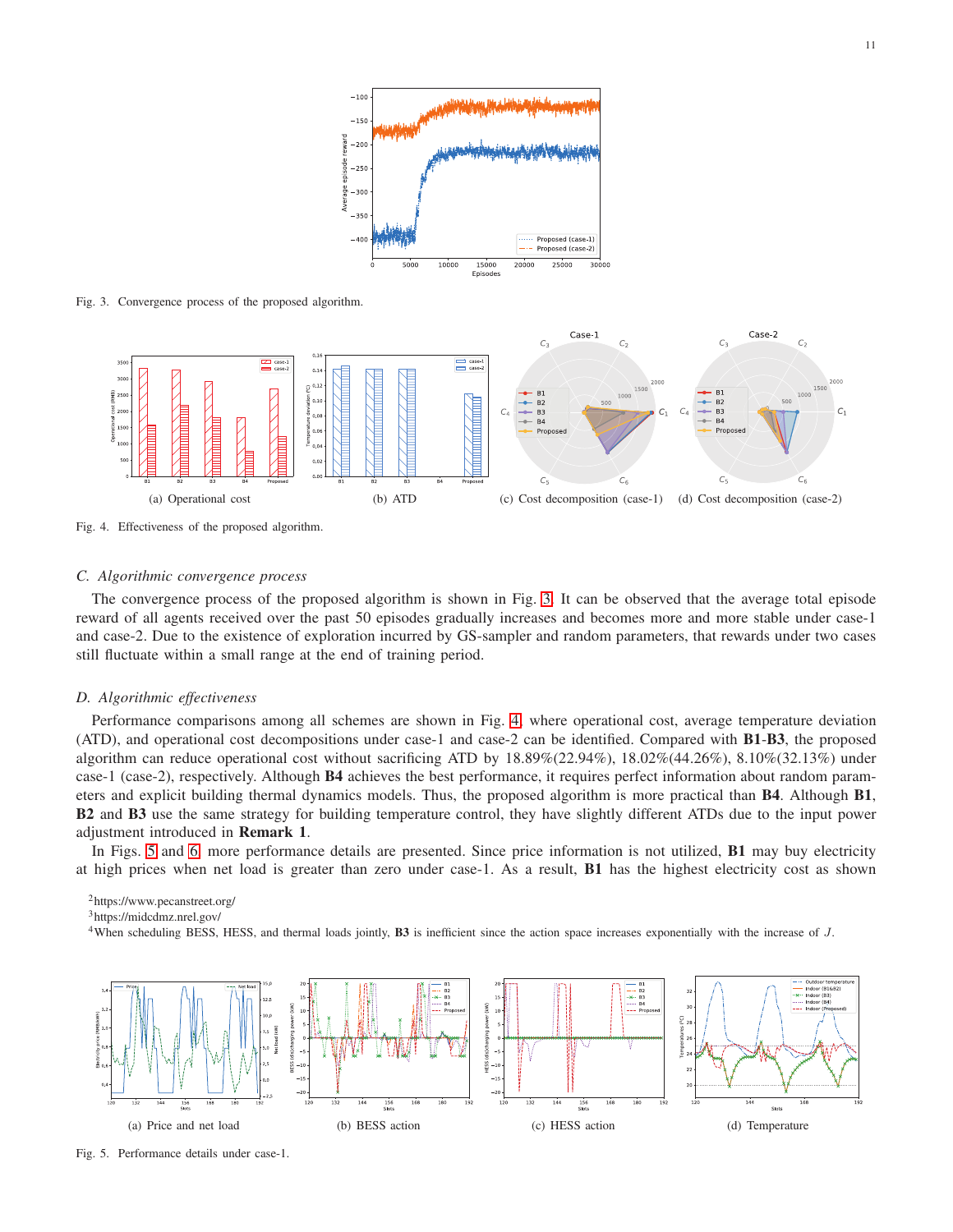−100
−150
−200
−250
−300
−350
−400
Average episode reward
0 5000 10000 15000 20000 25000 30000
Episodes
Proposed (case-1)
Proposed (case-2)

Fig. 3. Convergence process of the proposed algorithm.

(a) Operational cost

(b) ATD

(c) Cost decomposition (case-1)

(d) Cost decomposition (case-2)

Fig. 4. Effectiveness of the proposed algorithm.

### C. Algorithmic convergence process

The convergence process of the proposed algorithm is shown in Fig. 3. It can be observed that the average total episode reward of all agents received over the past 50 episodes gradually increases and becomes more and more stable under case-1 and case-2. Due to the existence of exploration incurred by GS-sampler and random parameters, that rewards under two cases still fluctuate within a small range at the end of training period.

### D. Algorithmic effectiveness

Performance comparisons among all schemes are shown in Fig. 4, where operational cost, average temperature deviation (ATD), and operational cost decompositions under case-1 and case-2 can be identified. Compared with **B1**-**B3**, the proposed algorithm can reduce operational cost without sacrificing ATD by 18.89%(22.94%), 18.02%(44.26%), 8.10%(32.13%) under case-1 (case-2), respectively. Although **B4** achieves the best performance, it requires perfect information about random parameters and explicit building thermal dynamics models. Thus, the proposed algorithm is more practical than **B4**. Although **B1**, **B2** and **B3** use the same strategy for building temperature control, they have slightly different ATDs due to the input power adjustment introduced in **Remark 1**.

In Figs. 5 and 6, more performance details are presented. Since price information is not utilized, **B1** may buy electricity at high prices when net load is greater than zero under case-1. As a result, **B1** has the highest electricity cost as shown

[2]https://www.pecanstreet.org/

[3]https://midcdmz.nrel.gov/

[4]When scheduling BESS, HESS, and thermal loads jointly, **B3** is inefficient since the action space increases exponentially with the increase of $J$.

(a) Price and net load

(b) BESS action

(c) HESS action

(d) Temperature

Fig. 5. Performance details under case-1.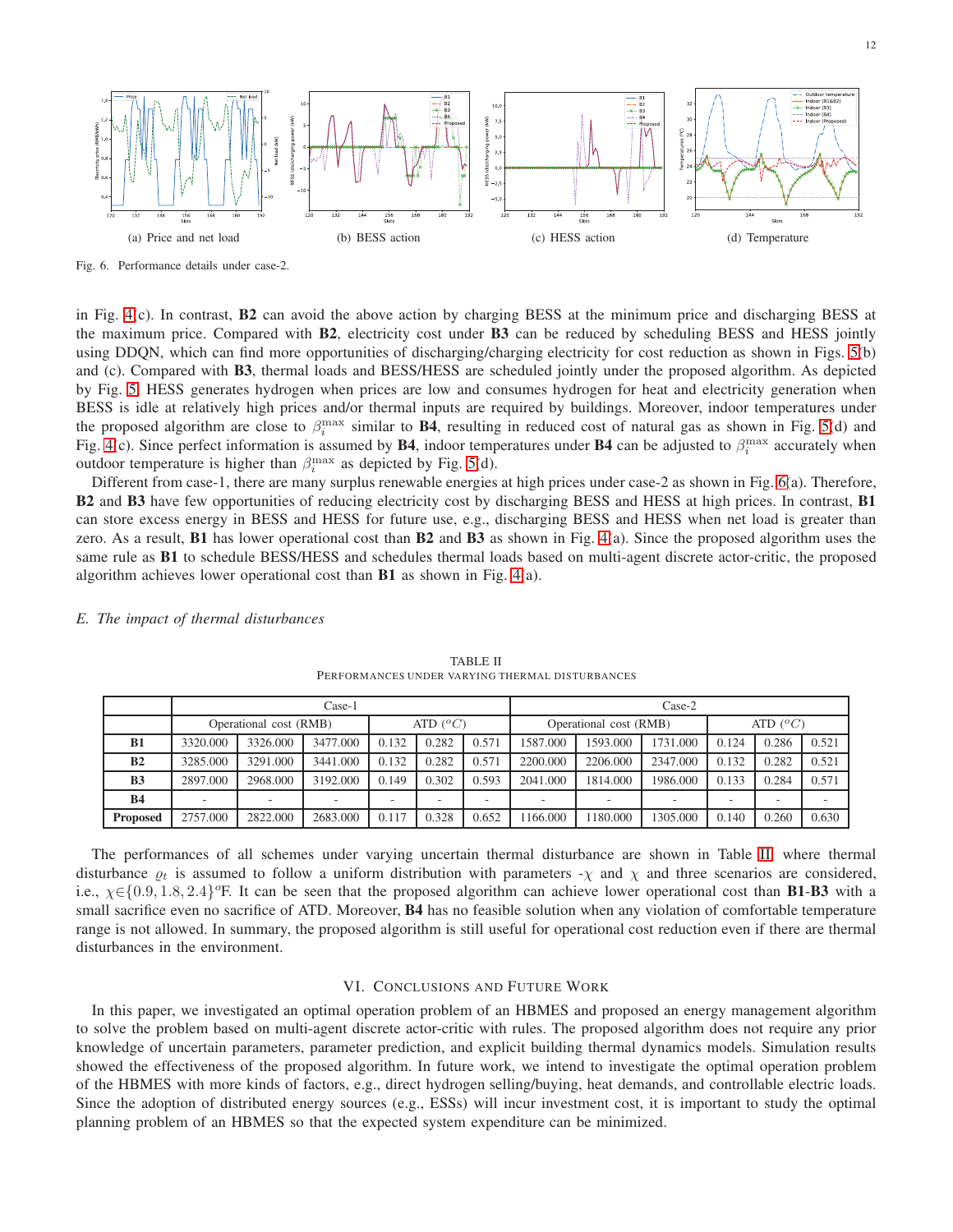(a) Price and net load

(b) BESS action

(c) HESS action

(d) Temperature

Fig. 6. Performance details under case-2.

in Fig. 4(c). In contrast, **B2** can avoid the above action by charging BESS at the minimum price and discharging BESS at the maximum price. Compared with **B2**, electricity cost under **B3** can be reduced by scheduling BESS and HESS jointly using DDQN, which can find more opportunities of discharging/charging electricity for cost reduction as shown in Figs. 5(b) and (c). Compared with **B3**, thermal loads and BESS/HESS are scheduled jointly under the proposed algorithm. As depicted by Fig. 5, HESS generates hydrogen when prices are low and consumes hydrogen for heat and electricity generation when BESS is idle at relatively high prices and/or thermal inputs are required by buildings. Moreover, indoor temperatures under the proposed algorithm are close to $\beta_i^{\max}$ similar to **B4**, resulting in reduced cost of natural gas as shown in Fig. 5(d) and Fig. 4(c). Since perfect information is assumed by **B4**, indoor temperatures under **B4** can be adjusted to $\beta_i^{\max}$ accurately when outdoor temperature is higher than $\beta_i^{\max}$ as depicted by Fig. 5(d).

Different from case-1, there are many surplus renewable energies at high prices under case-2 as shown in Fig. 6(a). Therefore, **B2** and **B3** have few opportunities of reducing electricity cost by discharging BESS and HESS at high prices. In contrast, **B1** can store excess energy in BESS and HESS for future use, e.g., discharging BESS and HESS when net load is greater than zero. As a result, **B1** has lower operational cost than **B2** and **B3** as shown in Fig. 4(a). Since the proposed algorithm uses the same rule as **B1** to schedule BESS/HESS and schedules thermal loads based on multi-agent discrete actor-critic, the proposed algorithm achieves lower operational cost than **B1** as shown in Fig. 4(a).

### *E. The impact of thermal disturbances*

TABLE II
PERFORMANCES UNDER VARYING THERMAL DISTURBANCES

| | Case-1 | | | | | | Case-2 | | | | | |
|---|---|---|---|---|---|---|---|---|---|---|---|---|
| | Operational cost (RMB) | | | ATD ($^oC$) | | | Operational cost (RMB) | | | ATD ($^oC$) | | |
| **B1** | 3320.000 | 3326.000 | 3477.000 | 0.132 | 0.282 | 0.571 | 1587.000 | 1593.000 | 1731.000 | 0.124 | 0.286 | 0.521 |
| **B2** | 3285.000 | 3291.000 | 3441.000 | 0.132 | 0.282 | 0.571 | 2200.000 | 2206.000 | 2347.000 | 0.132 | 0.282 | 0.521 |
| **B3** | 2897.000 | 2968.000 | 3192.000 | 0.149 | 0.302 | 0.593 | 2041.000 | 1814.000 | 1986.000 | 0.133 | 0.284 | 0.571 |
| **B4** | - | - | - | - | - | - | - | - | - | - | - | - |
| **Proposed** | 2757.000 | 2822.000 | 2683.000 | 0.117 | 0.328 | 0.652 | 1166.000 | 1180.000 | 1305.000 | 0.140 | 0.260 | 0.630 |

The performances of all schemes under varying uncertain thermal disturbance are shown in Table II, where thermal disturbance $\varrho_t$ is assumed to follow a uniform distribution with parameters -$\chi$ and $\chi$ and three scenarios are considered, i.e., $\chi \in \{0.9, 1.8, 2.4\}^o$F. It can be seen that the proposed algorithm can achieve lower operational cost than **B1**-**B3** with a small sacrifice even no sacrifice of ATD. Moreover, **B4** has no feasible solution when any violation of comfortable temperature range is not allowed. In summary, the proposed algorithm is still useful for operational cost reduction even if there are thermal disturbances in the environment.

## VI. Conclusions and Future Work

In this paper, we investigated an optimal operation problem of an HBMES and proposed an energy management algorithm to solve the problem based on multi-agent discrete actor-critic with rules. The proposed algorithm does not require any prior knowledge of uncertain parameters, parameter prediction, and explicit building thermal dynamics models. Simulation results showed the effectiveness of the proposed algorithm. In future work, we intend to investigate the optimal operation problem of the HBMES with more kinds of factors, e.g., direct hydrogen selling/buying, heat demands, and controllable electric loads. Since the adoption of distributed energy sources (e.g., ESSs) will incur investment cost, it is important to study the optimal planning problem of an HBMES so that the expected system expenditure can be minimized.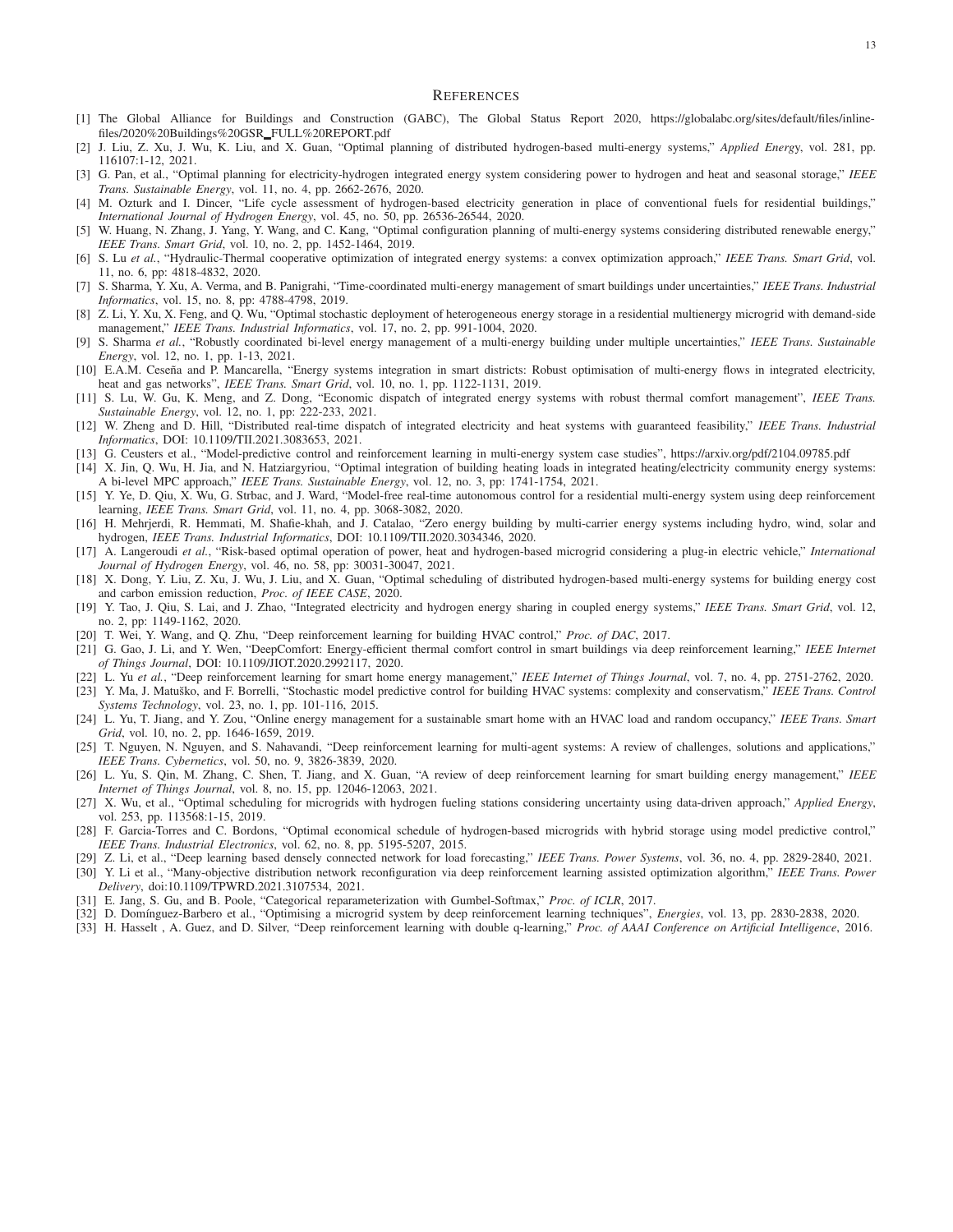# References

[1] The Global Alliance for Buildings and Construction (GABC), The Global Status Report 2020, https://globalabc.org/sites/default/files/inline-files/2020%20Buildings%20GSR_FULL%20REPORT.pdf

[2] J. Liu, Z. Xu, J. Wu, K. Liu, and X. Guan, "Optimal planning of distributed hydrogen-based multi-energy systems," *Applied Energy*, vol. 281, pp. 116107:1-12, 2021.

[3] G. Pan, et al., "Optimal planning for electricity-hydrogen integrated energy system considering power to hydrogen and heat and seasonal storage," *IEEE Trans. Sustainable Energy*, vol. 11, no. 4, pp. 2662-2676, 2020.

[4] M. Ozturk and I. Dincer, "Life cycle assessment of hydrogen-based electricity generation in place of conventional fuels for residential buildings," *International Journal of Hydrogen Energy*, vol. 45, no. 50, pp. 26536-26544, 2020.

[5] W. Huang, N. Zhang, J. Yang, Y. Wang, and C. Kang, "Optimal configuration planning of multi-energy systems considering distributed renewable energy," *IEEE Trans. Smart Grid*, vol. 10, no. 2, pp. 1452-1464, 2019.

[6] S. Lu *et al.*, "Hydraulic-Thermal cooperative optimization of integrated energy systems: a convex optimization approach," *IEEE Trans. Smart Grid*, vol. 11, no. 6, pp: 4818-4832, 2020.

[7] S. Sharma, Y. Xu, A. Verma, and B. Panigrahi, "Time-coordinated multi-energy management of smart buildings under uncertainties," *IEEE Trans. Industrial Informatics*, vol. 15, no. 8, pp: 4788-4798, 2019.

[8] Z. Li, Y. Xu, X. Feng, and Q. Wu, "Optimal stochastic deployment of heterogeneous energy storage in a residential multienergy microgrid with demand-side management," *IEEE Trans. Industrial Informatics*, vol. 17, no. 2, pp. 991-1004, 2020.

[9] S. Sharma *et al.*, "Robustly coordinated bi-level energy management of a multi-energy building under multiple uncertainties," *IEEE Trans. Sustainable Energy*, vol. 12, no. 1, pp. 1-13, 2021.

[10] E.A.M. Ceseña and P. Mancarella, "Energy systems integration in smart districts: Robust optimisation of multi-energy flows in integrated electricity, heat and gas networks", *IEEE Trans. Smart Grid*, vol. 10, no. 1, pp. 1122-1131, 2019.

[11] S. Lu, W. Gu, K. Meng, and Z. Dong, "Economic dispatch of integrated energy systems with robust thermal comfort management", *IEEE Trans. Sustainable Energy*, vol. 12, no. 1, pp: 222-233, 2021.

[12] W. Zheng and D. Hill, "Distributed real-time dispatch of integrated electricity and heat systems with guaranteed feasibility," *IEEE Trans. Industrial Informatics*, DOI: 10.1109/TII.2021.3083653, 2021.

[13] G. Ceusters et al., "Model-predictive control and reinforcement learning in multi-energy system case studies", https://arxiv.org/pdf/2104.09785.pdf

[14] X. Jin, Q. Wu, H. Jia, and N. Hatziargyriou, "Optimal integration of building heating loads in integrated heating/electricity community energy systems: A bi-level MPC approach," *IEEE Trans. Sustainable Energy*, vol. 12, no. 3, pp: 1741-1754, 2021.

[15] Y. Ye, D. Qiu, X. Wu, G. Strbac, and J. Ward, "Model-free real-time autonomous control for a residential multi-energy system using deep reinforcement learning, *IEEE Trans. Smart Grid*, vol. 11, no. 4, pp. 3068-3082, 2020.

[16] H. Mehrjerdi, R. Hemmati, M. Shafie-khah, and J. Catalao, "Zero energy building by multi-carrier energy systems including hydro, wind, solar and hydrogen, *IEEE Trans. Industrial Informatics*, DOI: 10.1109/TII.2020.3034346, 2020.

[17] A. Langeroudi *et al.*, "Risk-based optimal operation of power, heat and hydrogen-based microgrid considering a plug-in electric vehicle," *International Journal of Hydrogen Energy*, vol. 46, no. 58, pp: 30031-30047, 2021.

[18] X. Dong, Y. Liu, Z. Xu, J. Wu, J. Liu, and X. Guan, "Optimal scheduling of distributed hydrogen-based multi-energy systems for building energy cost and carbon emission reduction, *Proc. of IEEE CASE*, 2020.

[19] Y. Tao, J. Qiu, S. Lai, and J. Zhao, "Integrated electricity and hydrogen energy sharing in coupled energy systems," *IEEE Trans. Smart Grid*, vol. 12, no. 2, pp: 1149-1162, 2020.

[20] T. Wei, Y. Wang, and Q. Zhu, "Deep reinforcement learning for building HVAC control," *Proc. of DAC*, 2017.

[21] G. Gao, J. Li, and Y. Wen, "DeepComfort: Energy-efficient thermal comfort control in smart buildings via deep reinforcement learning," *IEEE Internet of Things Journal*, DOI: 10.1109/JIOT.2020.2992117, 2020.

[22] L. Yu *et al.*, "Deep reinforcement learning for smart home energy management," *IEEE Internet of Things Journal*, vol. 7, no. 4, pp. 2751-2762, 2020.

[23] Y. Ma, J. Matuško, and F. Borrelli, "Stochastic model predictive control for building HVAC systems: complexity and conservatism," *IEEE Trans. Control Systems Technology*, vol. 23, no. 1, pp. 101-116, 2015.

[24] L. Yu, T. Jiang, and Y. Zou, "Online energy management for a sustainable smart home with an HVAC load and random occupancy," *IEEE Trans. Smart Grid*, vol. 10, no. 2, pp. 1646-1659, 2019.

[25] T. Nguyen, N. Nguyen, and S. Nahavandi, "Deep reinforcement learning for multi-agent systems: A review of challenges, solutions and applications," *IEEE Trans. Cybernetics*, vol. 50, no. 9, 3826-3839, 2020.

[26] L. Yu, S. Qin, M. Zhang, C. Shen, T. Jiang, and X. Guan, "A review of deep reinforcement learning for smart building energy management," *IEEE Internet of Things Journal*, vol. 8, no. 15, pp. 12046-12063, 2021.

[27] X. Wu, et al., "Optimal scheduling for microgrids with hydrogen fueling stations considering uncertainty using data-driven approach," *Applied Energy*, vol. 253, pp. 113568:1-15, 2019.

[28] F. Garcia-Torres and C. Bordons, "Optimal economical schedule of hydrogen-based microgrids with hybrid storage using model predictive control," *IEEE Trans. Industrial Electronics*, vol. 62, no. 8, pp. 5195-5207, 2015.

[29] Z. Li, et al., "Deep learning based densely connected network for load forecasting," *IEEE Trans. Power Systems*, vol. 36, no. 4, pp. 2829-2840, 2021.

[30] Y. Li et al., "Many-objective distribution network reconfiguration via deep reinforcement learning assisted optimization algorithm," *IEEE Trans. Power Delivery*, doi:10.1109/TPWRD.2021.3107534, 2021.

[31] E. Jang, S. Gu, and B. Poole, "Categorical reparameterization with Gumbel-Softmax," *Proc. of ICLR*, 2017.

[32] D. Domínguez-Barbero et al., "Optimising a microgrid system by deep reinforcement learning techniques", *Energies*, vol. 13, pp. 2830-2838, 2020.

[33] H. Hasselt , A. Guez, and D. Silver, "Deep reinforcement learning with double q-learning," *Proc. of AAAI Conference on Artificial Intelligence*, 2016.